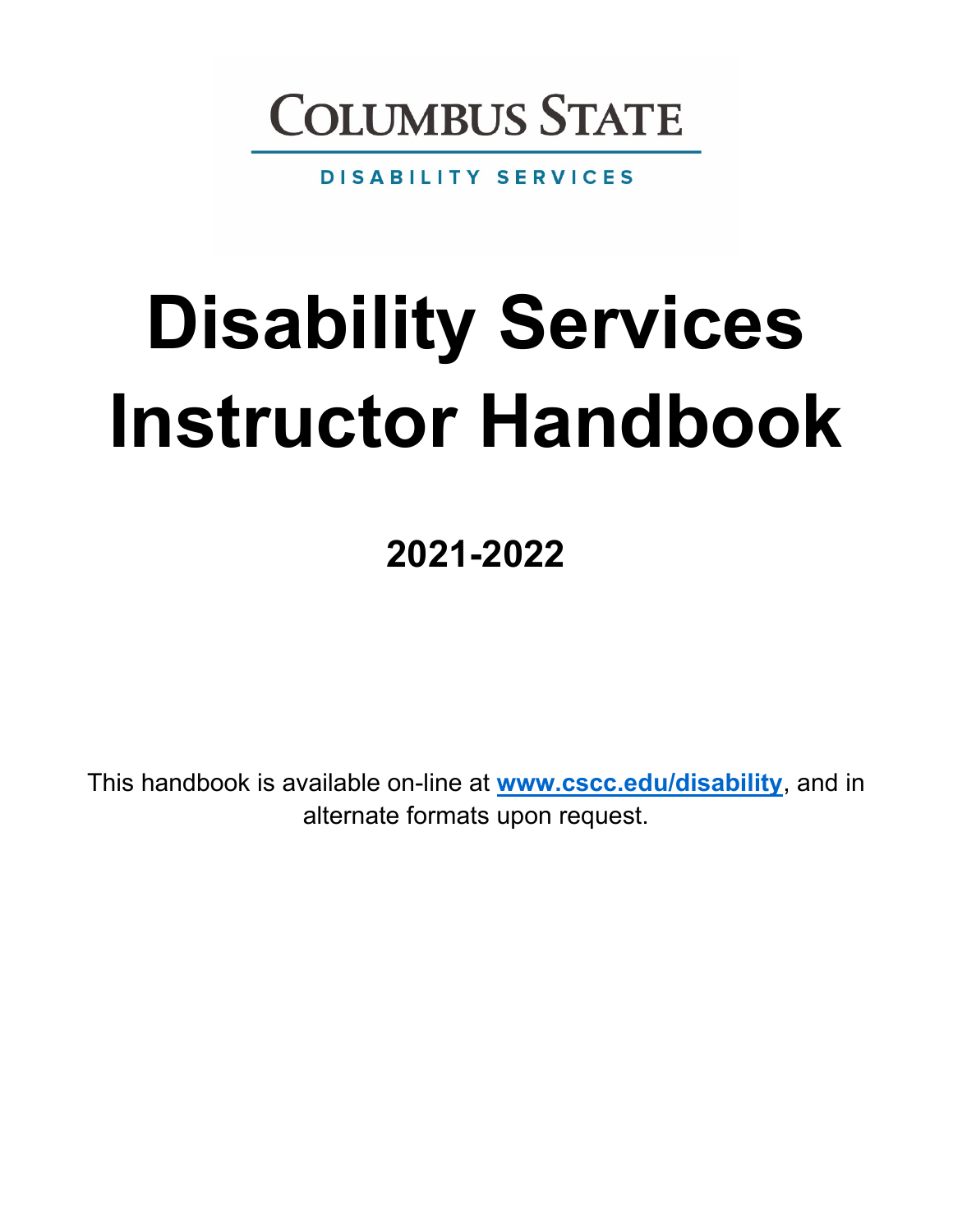COLUMBUS STATE

DISABILITY SERVICES

# Disability Services Instructor Handbook

## 2021-2022

This handbook is available on-line at **[www.cscc.edu/disability](http://www.cscc.edu/disability)**, and in alternate formats upon request.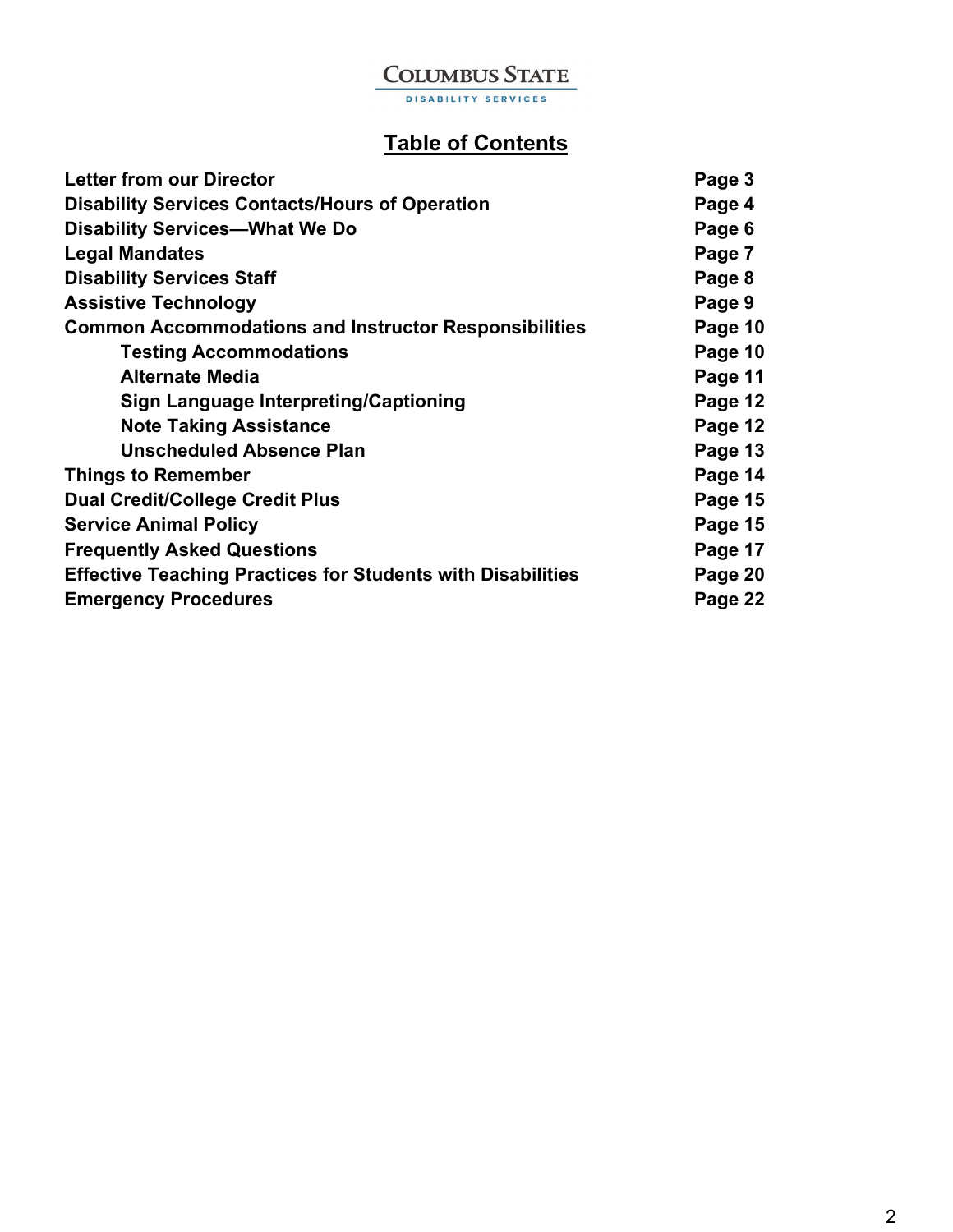COLUMBUS STATE
DISABILITY SERVICES

# Table of Contents

| | |
|---|---|
| **Letter from our Director** | **Page 3** |
| **Disability Services Contacts/Hours of Operation** | **Page 4** |
| **Disability Services—What We Do** | **Page 6** |
| **Legal Mandates** | **Page 7** |
| **Disability Services Staff** | **Page 8** |
| **Assistive Technology** | **Page 9** |
| **Common Accommodations and Instructor Responsibilities** | **Page 10** |
| &nbsp;&nbsp;&nbsp;&nbsp;**Testing Accommodations** | **Page 10** |
| &nbsp;&nbsp;&nbsp;&nbsp;**Alternate Media** | **Page 11** |
| &nbsp;&nbsp;&nbsp;&nbsp;**Sign Language Interpreting/Captioning** | **Page 12** |
| &nbsp;&nbsp;&nbsp;&nbsp;**Note Taking Assistance** | **Page 12** |
| &nbsp;&nbsp;&nbsp;&nbsp;**Unscheduled Absence Plan** | **Page 13** |
| **Things to Remember** | **Page 14** |
| **Dual Credit/College Credit Plus** | **Page 15** |
| **Service Animal Policy** | **Page 15** |
| **Frequently Asked Questions** | **Page 17** |
| **Effective Teaching Practices for Students with Disabilities** | **Page 20** |
| **Emergency Procedures** | **Page 22** |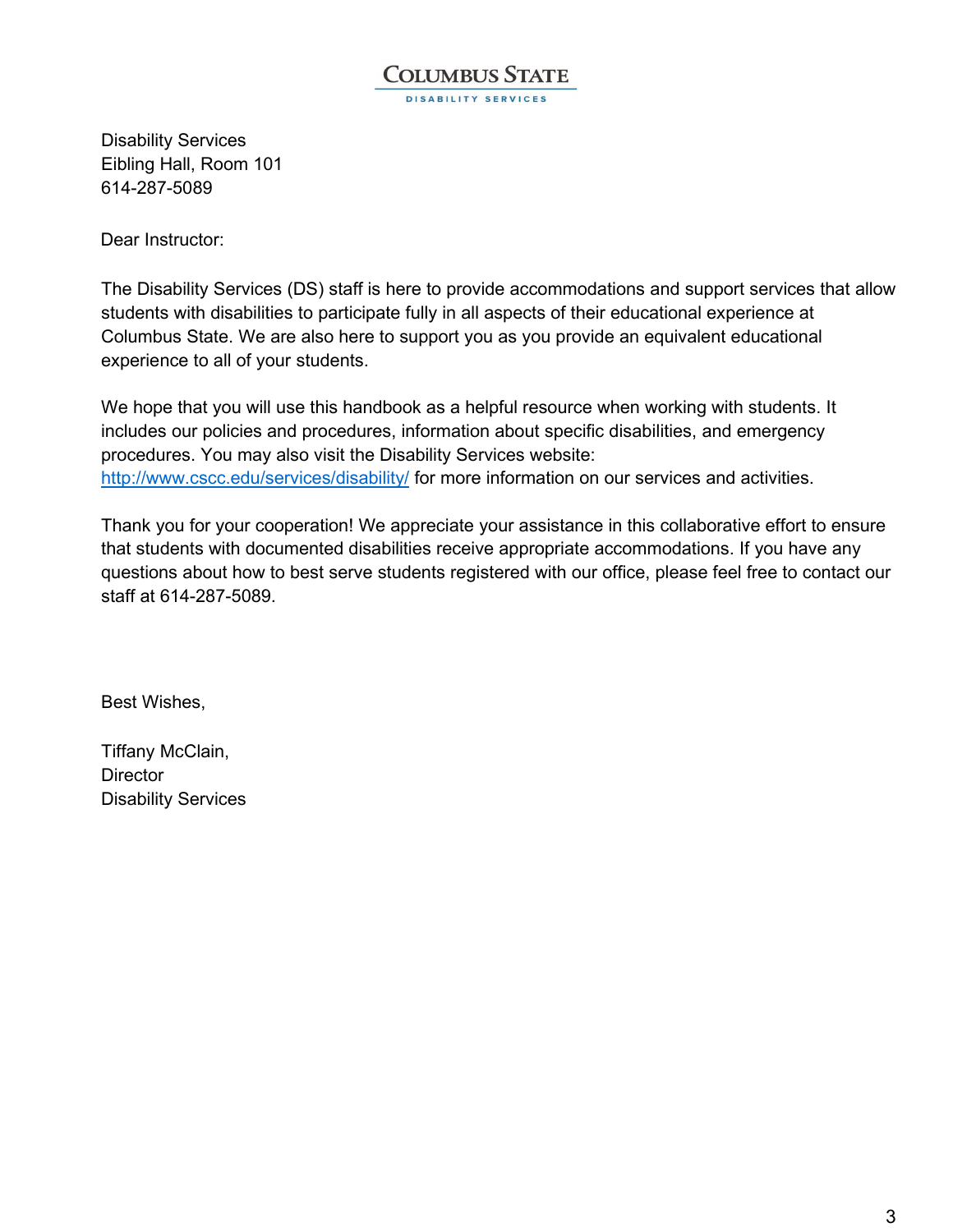**COLUMBUS STATE**
DISABILITY SERVICES

Disability Services
Eibling Hall, Room 101
614-287-5089

Dear Instructor:

The Disability Services (DS) staff is here to provide accommodations and support services that allow students with disabilities to participate fully in all aspects of their educational experience at Columbus State. We are also here to support you as you provide an equivalent educational experience to all of your students.

We hope that you will use this handbook as a helpful resource when working with students. It includes our policies and procedures, information about specific disabilities, and emergency procedures. You may also visit the Disability Services website: [http://www.cscc.edu/services/disability/](http://www.cscc.edu/services/disability/) for more information on our services and activities.

Thank you for your cooperation! We appreciate your assistance in this collaborative effort to ensure that students with documented disabilities receive appropriate accommodations. If you have any questions about how to best serve students registered with our office, please feel free to contact our staff at 614-287-5089.

Best Wishes,

Tiffany McClain,
Director
Disability Services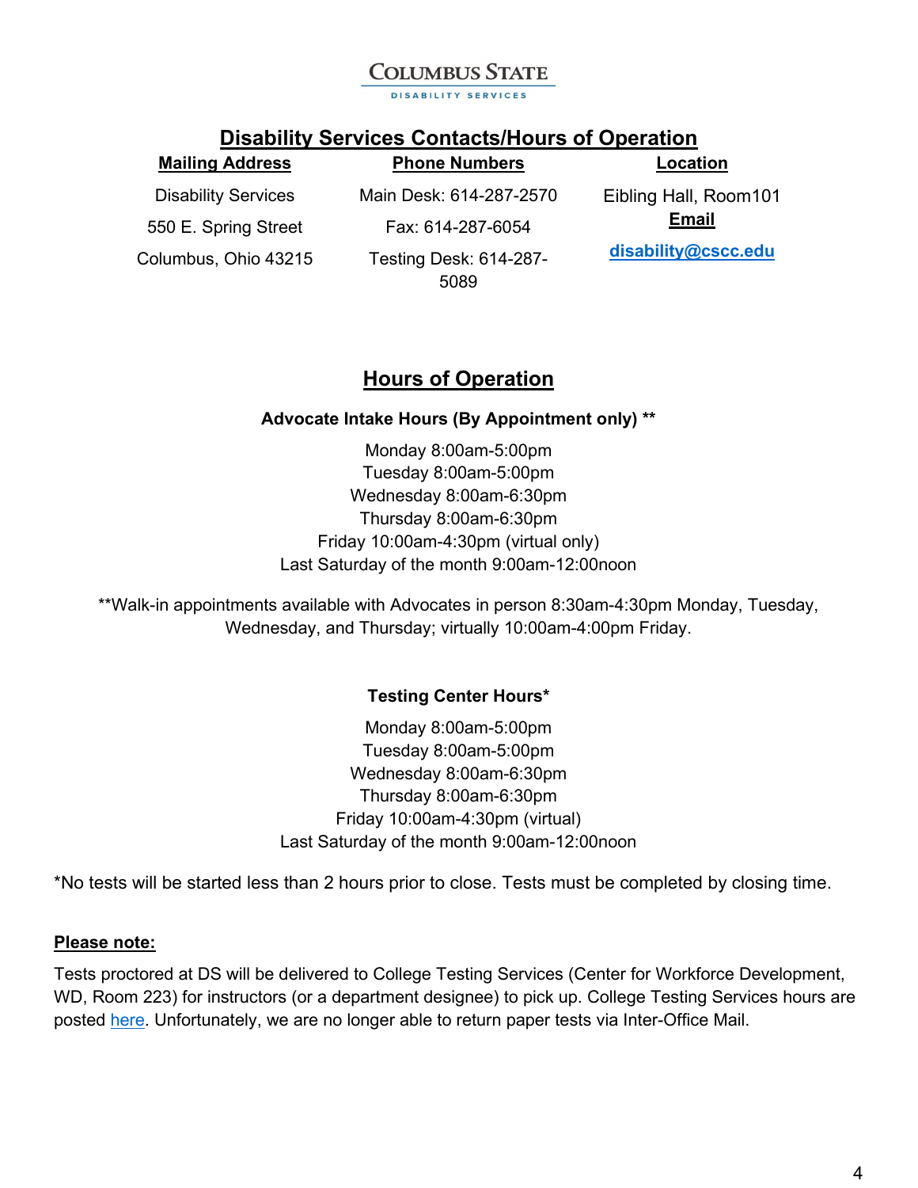COLUMBUS STATE

DISABILITY SERVICES

## Disability Services Contacts/Hours of Operation

| **Mailing Address** | **Phone Numbers** | **Location** |
|---|---|---|
| Disability Services | Main Desk: 614-287-2570 | Eibling Hall, Room101 |
| 550 E. Spring Street | Fax: 614-287-6054 | **Email** |
| Columbus, Ohio 43215 | Testing Desk: 614-287-5089 | **disability@cscc.edu** |

## Hours of Operation

**Advocate Intake Hours (By Appointment only) \*\***

Monday 8:00am-5:00pm
Tuesday 8:00am-5:00pm
Wednesday 8:00am-6:30pm
Thursday 8:00am-6:30pm
Friday 10:00am-4:30pm (virtual only)
Last Saturday of the month 9:00am-12:00noon

**Walk-in appointments available with Advocates in person 8:30am-4:30pm Monday, Tuesday, Wednesday, and Thursday; virtually 10:00am-4:00pm Friday.

**Testing Center Hours\***

Monday 8:00am-5:00pm
Tuesday 8:00am-5:00pm
Wednesday 8:00am-6:30pm
Thursday 8:00am-6:30pm
Friday 10:00am-4:30pm (virtual)
Last Saturday of the month 9:00am-12:00noon

*No tests will be started less than 2 hours prior to close. Tests must be completed by closing time.

**Please note:**

Tests proctored at DS will be delivered to College Testing Services (Center for Workforce Development, WD, Room 223) for instructors (or a department designee) to pick up. College Testing Services hours are posted here. Unfortunately, we are no longer able to return paper tests via Inter-Office Mail.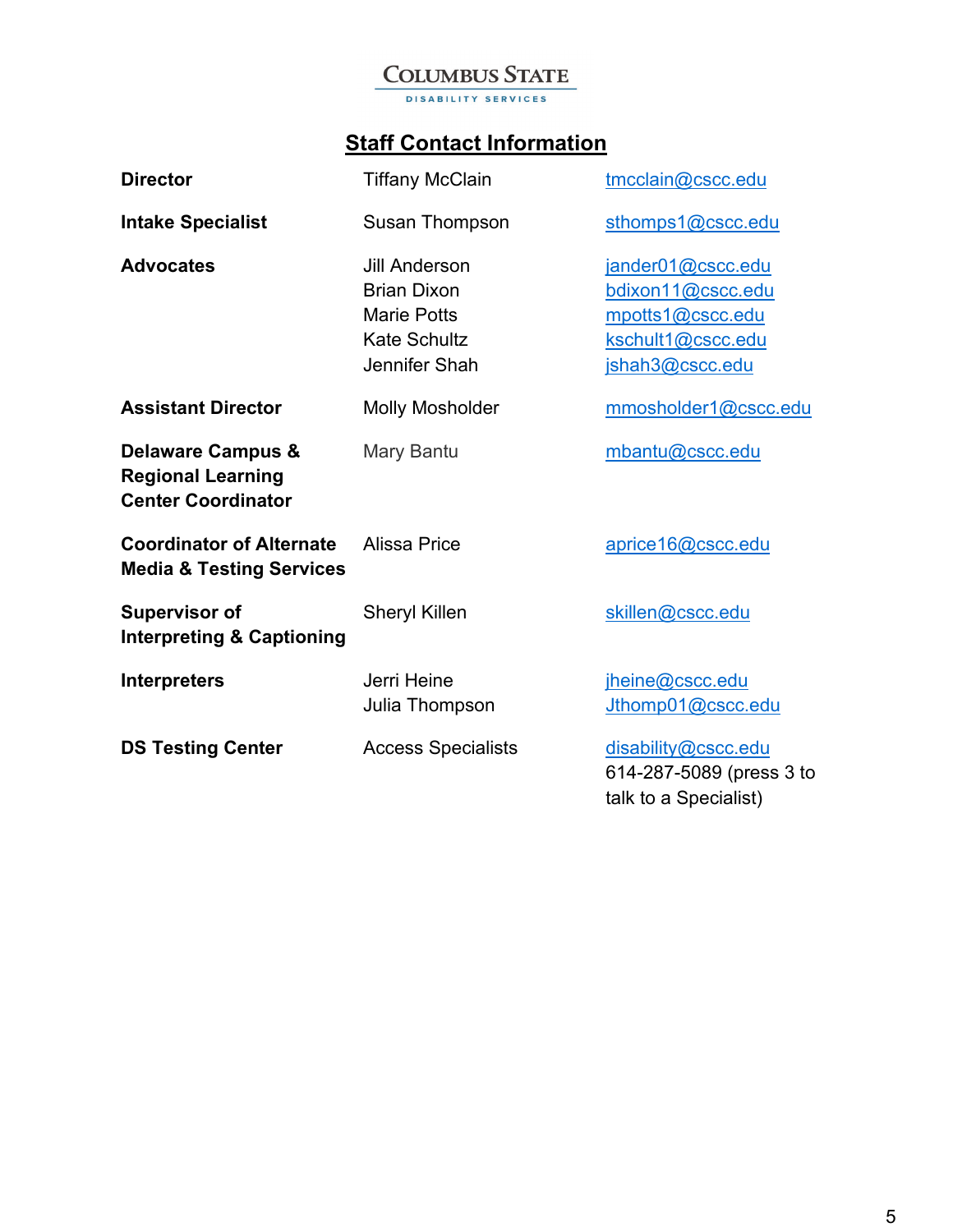**Columbus State**
DISABILITY SERVICES

## Staff Contact Information

| | | |
|---|---|---|
| **Director** | Tiffany McClain | tmcclain@cscc.edu |
| **Intake Specialist** | Susan Thompson | sthomps1@cscc.edu |
| **Advocates** | Jill Anderson<br>Brian Dixon<br>Marie Potts<br>Kate Schultz<br>Jennifer Shah | jander01@cscc.edu<br>bdixon11@cscc.edu<br>mpotts1@cscc.edu<br>kschult1@cscc.edu<br>jshah3@cscc.edu |
| **Assistant Director** | Molly Mosholder | mmosholder1@cscc.edu |
| **Delaware Campus & Regional Learning Center Coordinator** | Mary Bantu | mbantu@cscc.edu |
| **Coordinator of Alternate Media & Testing Services** | Alissa Price | aprice16@cscc.edu |
| **Supervisor of Interpreting & Captioning** | Sheryl Killen | skillen@cscc.edu |
| **Interpreters** | Jerri Heine<br>Julia Thompson | jheine@cscc.edu<br>Jthomp01@cscc.edu |
| **DS Testing Center** | Access Specialists | disability@cscc.edu<br>614-287-5089 (press 3 to talk to a Specialist) |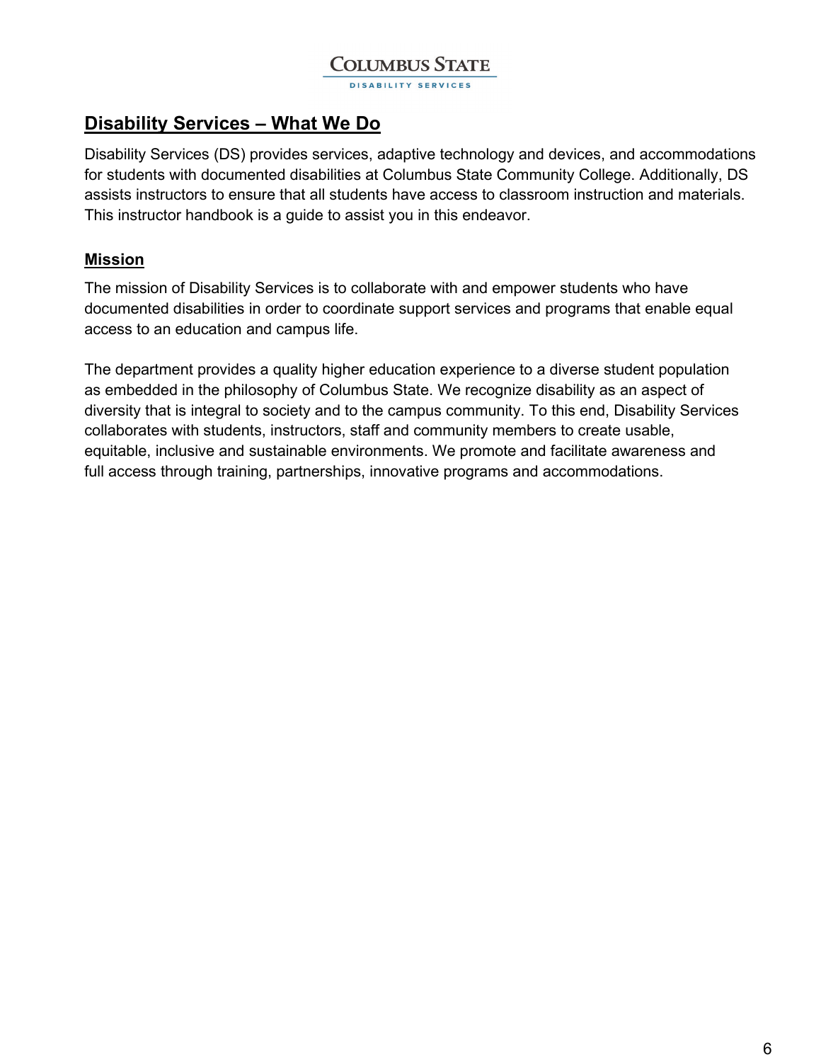## Disability Services – What We Do

Disability Services (DS) provides services, adaptive technology and devices, and accommodations for students with documented disabilities at Columbus State Community College. Additionally, DS assists instructors to ensure that all students have access to classroom instruction and materials. This instructor handbook is a guide to assist you in this endeavor.

### Mission

The mission of Disability Services is to collaborate with and empower students who have documented disabilities in order to coordinate support services and programs that enable equal access to an education and campus life.

The department provides a quality higher education experience to a diverse student population as embedded in the philosophy of Columbus State. We recognize disability as an aspect of diversity that is integral to society and to the campus community. To this end, Disability Services collaborates with students, instructors, staff and community members to create usable, equitable, inclusive and sustainable environments. We promote and facilitate awareness and full access through training, partnerships, innovative programs and accommodations.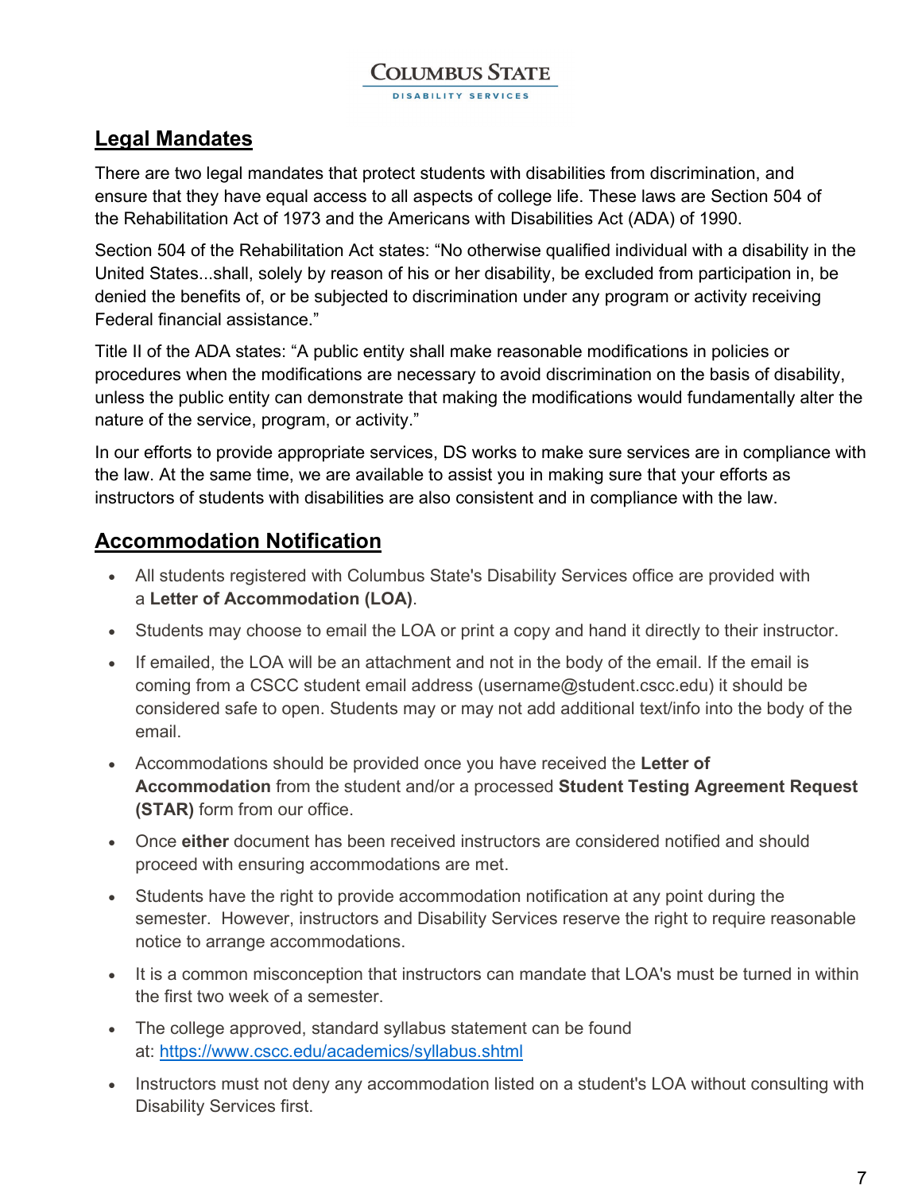## Legal Mandates

There are two legal mandates that protect students with disabilities from discrimination, and ensure that they have equal access to all aspects of college life. These laws are Section 504 of the Rehabilitation Act of 1973 and the Americans with Disabilities Act (ADA) of 1990.

Section 504 of the Rehabilitation Act states: "No otherwise qualified individual with a disability in the United States...shall, solely by reason of his or her disability, be excluded from participation in, be denied the benefits of, or be subjected to discrimination under any program or activity receiving Federal financial assistance."

Title II of the ADA states: "A public entity shall make reasonable modifications in policies or procedures when the modifications are necessary to avoid discrimination on the basis of disability, unless the public entity can demonstrate that making the modifications would fundamentally alter the nature of the service, program, or activity."

In our efforts to provide appropriate services, DS works to make sure services are in compliance with the law. At the same time, we are available to assist you in making sure that your efforts as instructors of students with disabilities are also consistent and in compliance with the law.

## Accommodation Notification

- All students registered with Columbus State's Disability Services office are provided with a **Letter of Accommodation (LOA)**.
- Students may choose to email the LOA or print a copy and hand it directly to their instructor.
- If emailed, the LOA will be an attachment and not in the body of the email. If the email is coming from a CSCC student email address (username@student.cscc.edu) it should be considered safe to open. Students may or may not add additional text/info into the body of the email.
- Accommodations should be provided once you have received the **Letter of Accommodation** from the student and/or a processed **Student Testing Agreement Request (STAR)** form from our office.
- Once **either** document has been received instructors are considered notified and should proceed with ensuring accommodations are met.
- Students have the right to provide accommodation notification at any point during the semester. However, instructors and Disability Services reserve the right to require reasonable notice to arrange accommodations.
- It is a common misconception that instructors can mandate that LOA's must be turned in within the first two week of a semester.
- The college approved, standard syllabus statement can be found at: [https://www.cscc.edu/academics/syllabus.shtml](https://www.cscc.edu/academics/syllabus.shtml)
- Instructors must not deny any accommodation listed on a student's LOA without consulting with Disability Services first.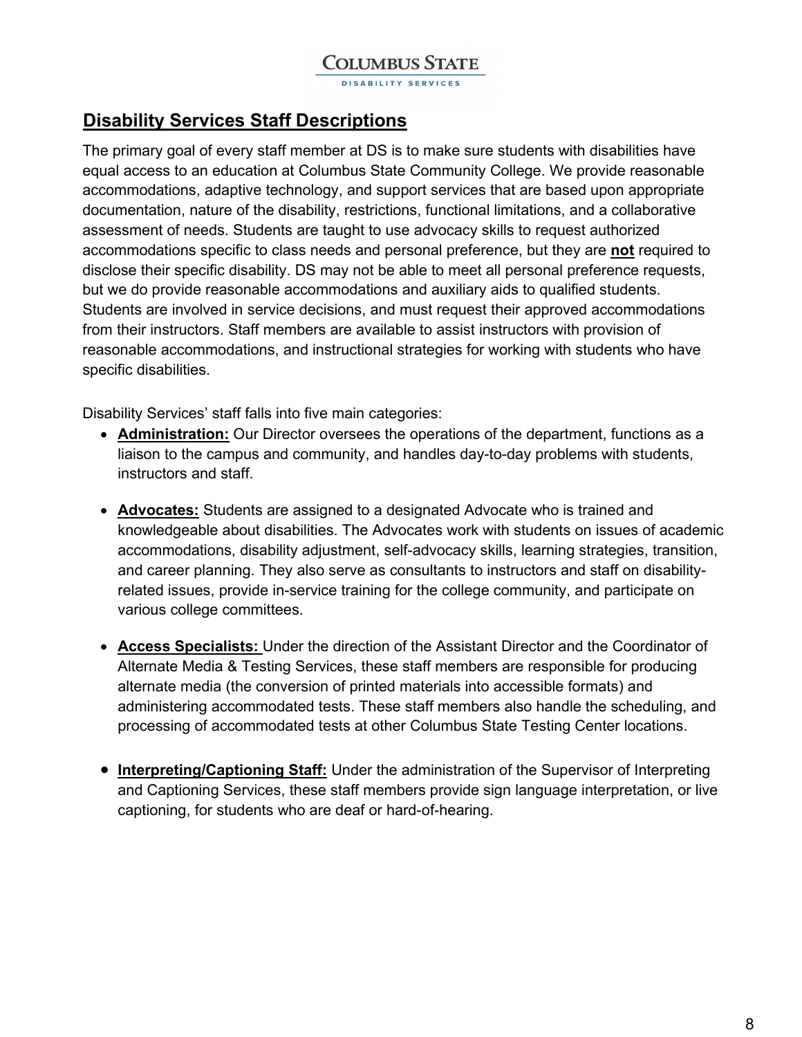## Disability Services Staff Descriptions

The primary goal of every staff member at DS is to make sure students with disabilities have equal access to an education at Columbus State Community College. We provide reasonable accommodations, adaptive technology, and support services that are based upon appropriate documentation, nature of the disability, restrictions, functional limitations, and a collaborative assessment of needs. Students are taught to use advocacy skills to request authorized accommodations specific to class needs and personal preference, but they are **not** required to disclose their specific disability. DS may not be able to meet all personal preference requests, but we do provide reasonable accommodations and auxiliary aids to qualified students. Students are involved in service decisions, and must request their approved accommodations from their instructors. Staff members are available to assist instructors with provision of reasonable accommodations, and instructional strategies for working with students who have specific disabilities.

Disability Services' staff falls into five main categories:

- **Administration:** Our Director oversees the operations of the department, functions as a liaison to the campus and community, and handles day-to-day problems with students, instructors and staff.
- **Advocates:** Students are assigned to a designated Advocate who is trained and knowledgeable about disabilities. The Advocates work with students on issues of academic accommodations, disability adjustment, self-advocacy skills, learning strategies, transition, and career planning. They also serve as consultants to instructors and staff on disability-related issues, provide in-service training for the college community, and participate on various college committees.
- **Access Specialists:** Under the direction of the Assistant Director and the Coordinator of Alternate Media & Testing Services, these staff members are responsible for producing alternate media (the conversion of printed materials into accessible formats) and administering accommodated tests. These staff members also handle the scheduling, and processing of accommodated tests at other Columbus State Testing Center locations.
- **Interpreting/Captioning Staff:** Under the administration of the Supervisor of Interpreting and Captioning Services, these staff members provide sign language interpretation, or live captioning, for students who are deaf or hard-of-hearing.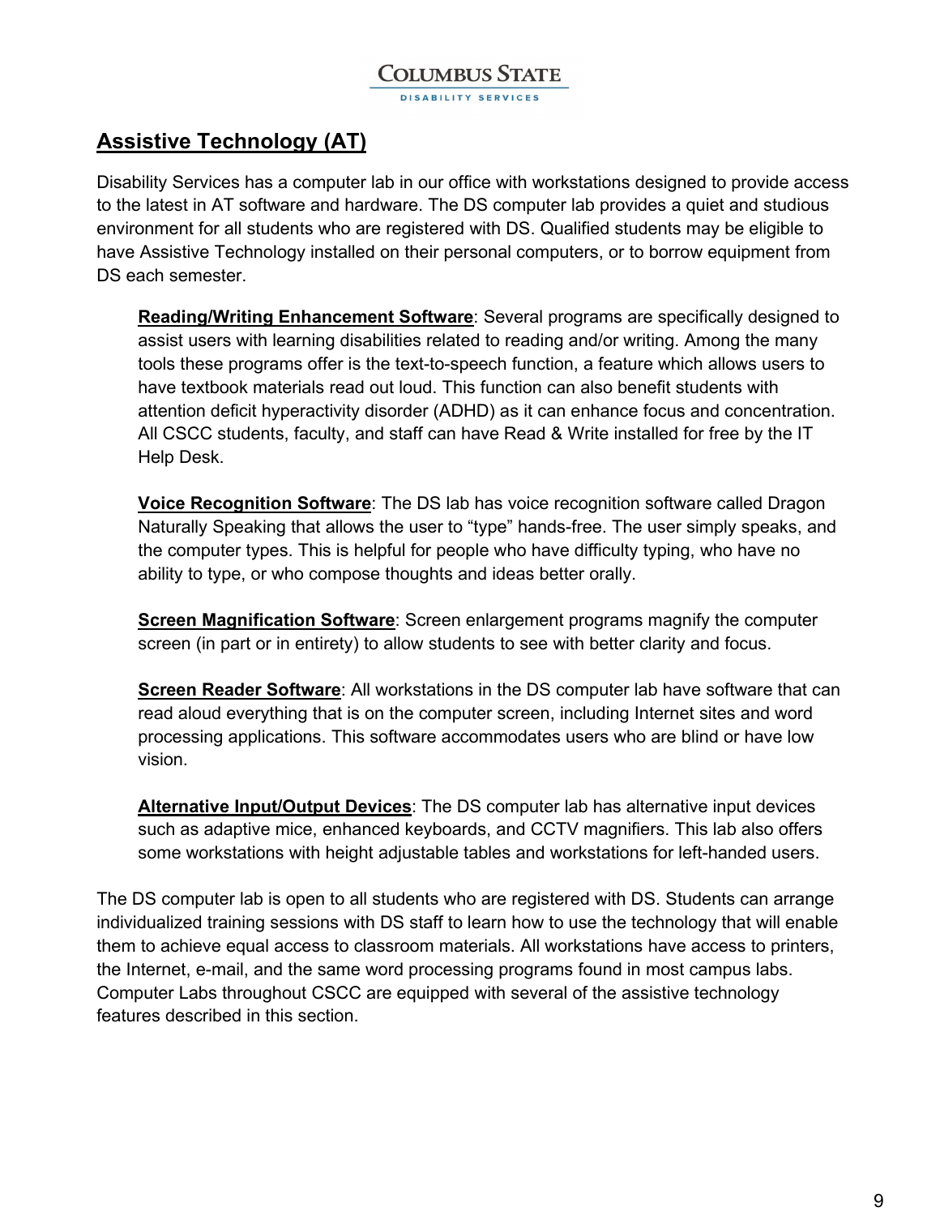## Assistive Technology (AT)

Disability Services has a computer lab in our office with workstations designed to provide access to the latest in AT software and hardware. The DS computer lab provides a quiet and studious environment for all students who are registered with DS. Qualified students may be eligible to have Assistive Technology installed on their personal computers, or to borrow equipment from DS each semester.

**Reading/Writing Enhancement Software**: Several programs are specifically designed to assist users with learning disabilities related to reading and/or writing. Among the many tools these programs offer is the text-to-speech function, a feature which allows users to have textbook materials read out loud. This function can also benefit students with attention deficit hyperactivity disorder (ADHD) as it can enhance focus and concentration. All CSCC students, faculty, and staff can have Read & Write installed for free by the IT Help Desk.

**Voice Recognition Software**: The DS lab has voice recognition software called Dragon Naturally Speaking that allows the user to "type" hands-free. The user simply speaks, and the computer types. This is helpful for people who have difficulty typing, who have no ability to type, or who compose thoughts and ideas better orally.

**Screen Magnification Software**: Screen enlargement programs magnify the computer screen (in part or in entirety) to allow students to see with better clarity and focus.

**Screen Reader Software**: All workstations in the DS computer lab have software that can read aloud everything that is on the computer screen, including Internet sites and word processing applications. This software accommodates users who are blind or have low vision.

**Alternative Input/Output Devices**: The DS computer lab has alternative input devices such as adaptive mice, enhanced keyboards, and CCTV magnifiers. This lab also offers some workstations with height adjustable tables and workstations for left-handed users.

The DS computer lab is open to all students who are registered with DS. Students can arrange individualized training sessions with DS staff to learn how to use the technology that will enable them to achieve equal access to classroom materials. All workstations have access to printers, the Internet, e-mail, and the same word processing programs found in most campus labs. Computer Labs throughout CSCC are equipped with several of the assistive technology features described in this section.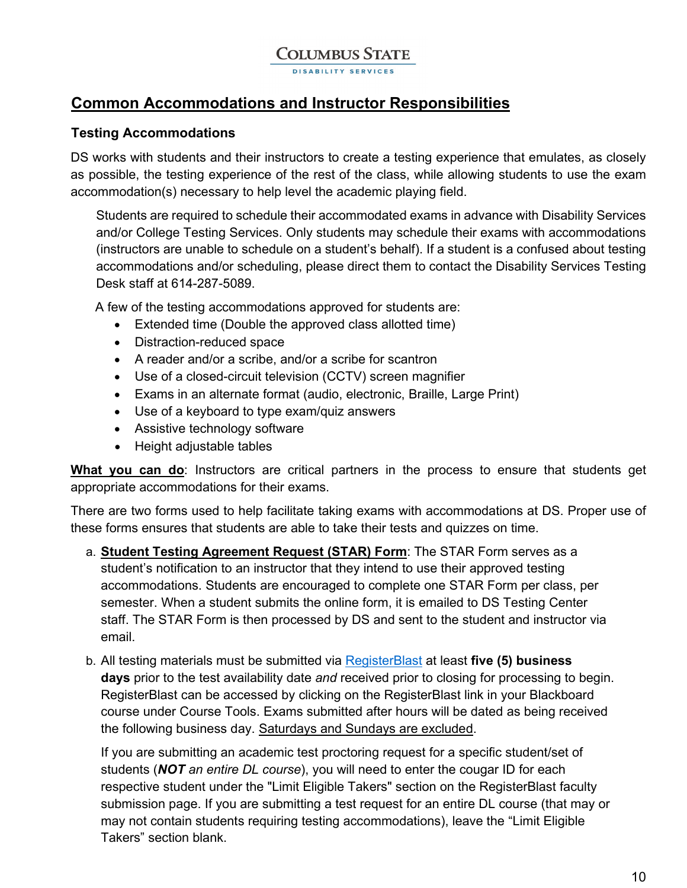## Common Accommodations and Instructor Responsibilities

### Testing Accommodations

DS works with students and their instructors to create a testing experience that emulates, as closely as possible, the testing experience of the rest of the class, while allowing students to use the exam accommodation(s) necessary to help level the academic playing field.

Students are required to schedule their accommodated exams in advance with Disability Services and/or College Testing Services. Only students may schedule their exams with accommodations (instructors are unable to schedule on a student's behalf). If a student is a confused about testing accommodations and/or scheduling, please direct them to contact the Disability Services Testing Desk staff at 614-287-5089.

A few of the testing accommodations approved for students are:

- Extended time (Double the approved class allotted time)
- Distraction-reduced space
- A reader and/or a scribe, and/or a scribe for scantron
- Use of a closed-circuit television (CCTV) screen magnifier
- Exams in an alternate format (audio, electronic, Braille, Large Print)
- Use of a keyboard to type exam/quiz answers
- Assistive technology software
- Height adjustable tables

**<u>What you can do</u>**: Instructors are critical partners in the process to ensure that students get appropriate accommodations for their exams.

There are two forms used to help facilitate taking exams with accommodations at DS. Proper use of these forms ensures that students are able to take their tests and quizzes on time.

a. **<u>Student Testing Agreement Request (STAR) Form</u>**: The STAR Form serves as a student's notification to an instructor that they intend to use their approved testing accommodations. Students are encouraged to complete one STAR Form per class, per semester. When a student submits the online form, it is emailed to DS Testing Center staff. The STAR Form is then processed by DS and sent to the student and instructor via email.

b. All testing materials must be submitted via RegisterBlast at least **five (5) business days** prior to the test availability date *and* received prior to closing for processing to begin. RegisterBlast can be accessed by clicking on the RegisterBlast link in your Blackboard course under Course Tools. Exams submitted after hours will be dated as being received the following business day. <u>Saturdays and Sundays are excluded</u>.

   If you are submitting an academic test proctoring request for a specific student/set of students (***NOT** an entire DL course*), you will need to enter the cougar ID for each respective student under the "Limit Eligible Takers" section on the RegisterBlast faculty submission page. If you are submitting a test request for an entire DL course (that may or may not contain students requiring testing accommodations), leave the "Limit Eligible Takers" section blank.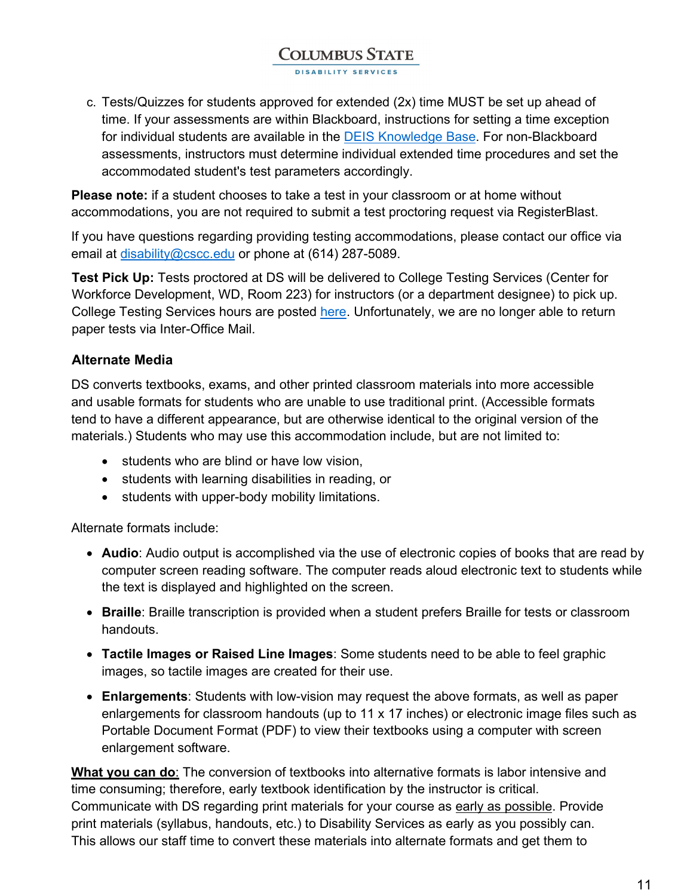c. Tests/Quizzes for students approved for extended (2x) time MUST be set up ahead of time. If your assessments are within Blackboard, instructions for setting a time exception for individual students are available in the DEIS Knowledge Base. For non-Blackboard assessments, instructors must determine individual extended time procedures and set the accommodated student's test parameters accordingly.

**Please note:** if a student chooses to take a test in your classroom or at home without accommodations, you are not required to submit a test proctoring request via RegisterBlast.

If you have questions regarding providing testing accommodations, please contact our office via email at disability@cscc.edu or phone at (614) 287-5089.

**Test Pick Up:** Tests proctored at DS will be delivered to College Testing Services (Center for Workforce Development, WD, Room 223) for instructors (or a department designee) to pick up. College Testing Services hours are posted here. Unfortunately, we are no longer able to return paper tests via Inter-Office Mail.

### Alternate Media

DS converts textbooks, exams, and other printed classroom materials into more accessible and usable formats for students who are unable to use traditional print. (Accessible formats tend to have a different appearance, but are otherwise identical to the original version of the materials.) Students who may use this accommodation include, but are not limited to:

- students who are blind or have low vision,
- students with learning disabilities in reading, or
- students with upper-body mobility limitations.

Alternate formats include:

- **Audio**: Audio output is accomplished via the use of electronic copies of books that are read by computer screen reading software. The computer reads aloud electronic text to students while the text is displayed and highlighted on the screen.
- **Braille**: Braille transcription is provided when a student prefers Braille for tests or classroom handouts.
- **Tactile Images or Raised Line Images**: Some students need to be able to feel graphic images, so tactile images are created for their use.
- **Enlargements**: Students with low-vision may request the above formats, as well as paper enlargements for classroom handouts (up to 11 x 17 inches) or electronic image files such as Portable Document Format (PDF) to view their textbooks using a computer with screen enlargement software.

**What you can do**: The conversion of textbooks into alternative formats is labor intensive and time consuming; therefore, early textbook identification by the instructor is critical. Communicate with DS regarding print materials for your course as early as possible. Provide print materials (syllabus, handouts, etc.) to Disability Services as early as you possibly can. This allows our staff time to convert these materials into alternate formats and get them to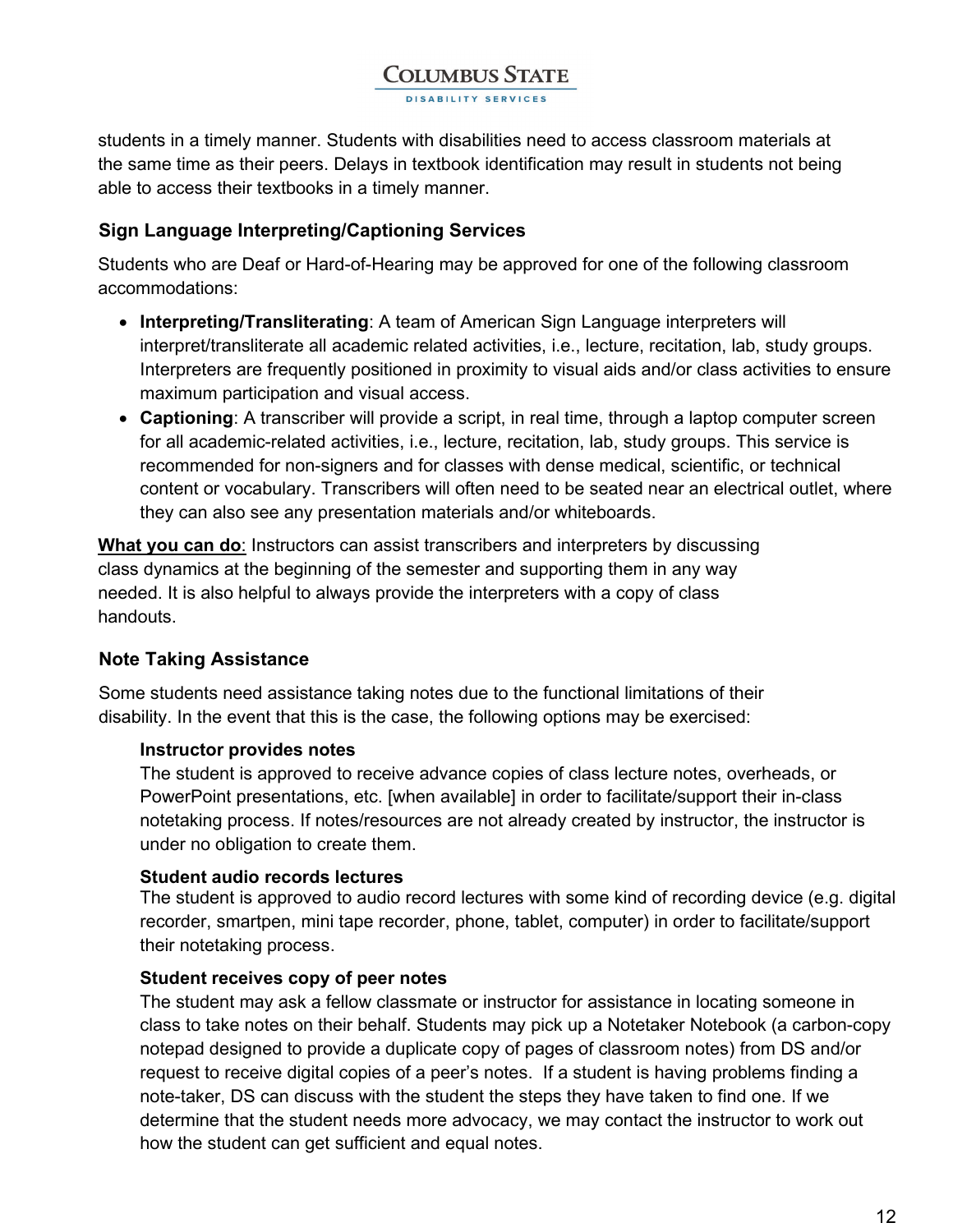students in a timely manner. Students with disabilities need to access classroom materials at the same time as their peers. Delays in textbook identification may result in students not being able to access their textbooks in a timely manner.

### Sign Language Interpreting/Captioning Services

Students who are Deaf or Hard-of-Hearing may be approved for one of the following classroom accommodations:

- **Interpreting/Transliterating**: A team of American Sign Language interpreters will interpret/transliterate all academic related activities, i.e., lecture, recitation, lab, study groups. Interpreters are frequently positioned in proximity to visual aids and/or class activities to ensure maximum participation and visual access.
- **Captioning**: A transcriber will provide a script, in real time, through a laptop computer screen for all academic-related activities, i.e., lecture, recitation, lab, study groups. This service is recommended for non-signers and for classes with dense medical, scientific, or technical content or vocabulary. Transcribers will often need to be seated near an electrical outlet, where they can also see any presentation materials and/or whiteboards.

<u>**What you can do**</u>: Instructors can assist transcribers and interpreters by discussing class dynamics at the beginning of the semester and supporting them in any way needed. It is also helpful to always provide the interpreters with a copy of class handouts.

### Note Taking Assistance

Some students need assistance taking notes due to the functional limitations of their disability. In the event that this is the case, the following options may be exercised:

**Instructor provides notes**
The student is approved to receive advance copies of class lecture notes, overheads, or PowerPoint presentations, etc. [when available] in order to facilitate/support their in-class notetaking process. If notes/resources are not already created by instructor, the instructor is under no obligation to create them.

**Student audio records lectures**
The student is approved to audio record lectures with some kind of recording device (e.g. digital recorder, smartpen, mini tape recorder, phone, tablet, computer) in order to facilitate/support their notetaking process.

**Student receives copy of peer notes**
The student may ask a fellow classmate or instructor for assistance in locating someone in class to take notes on their behalf. Students may pick up a Notetaker Notebook (a carbon-copy notepad designed to provide a duplicate copy of pages of classroom notes) from DS and/or request to receive digital copies of a peer's notes. If a student is having problems finding a note-taker, DS can discuss with the student the steps they have taken to find one. If we determine that the student needs more advocacy, we may contact the instructor to work out how the student can get sufficient and equal notes.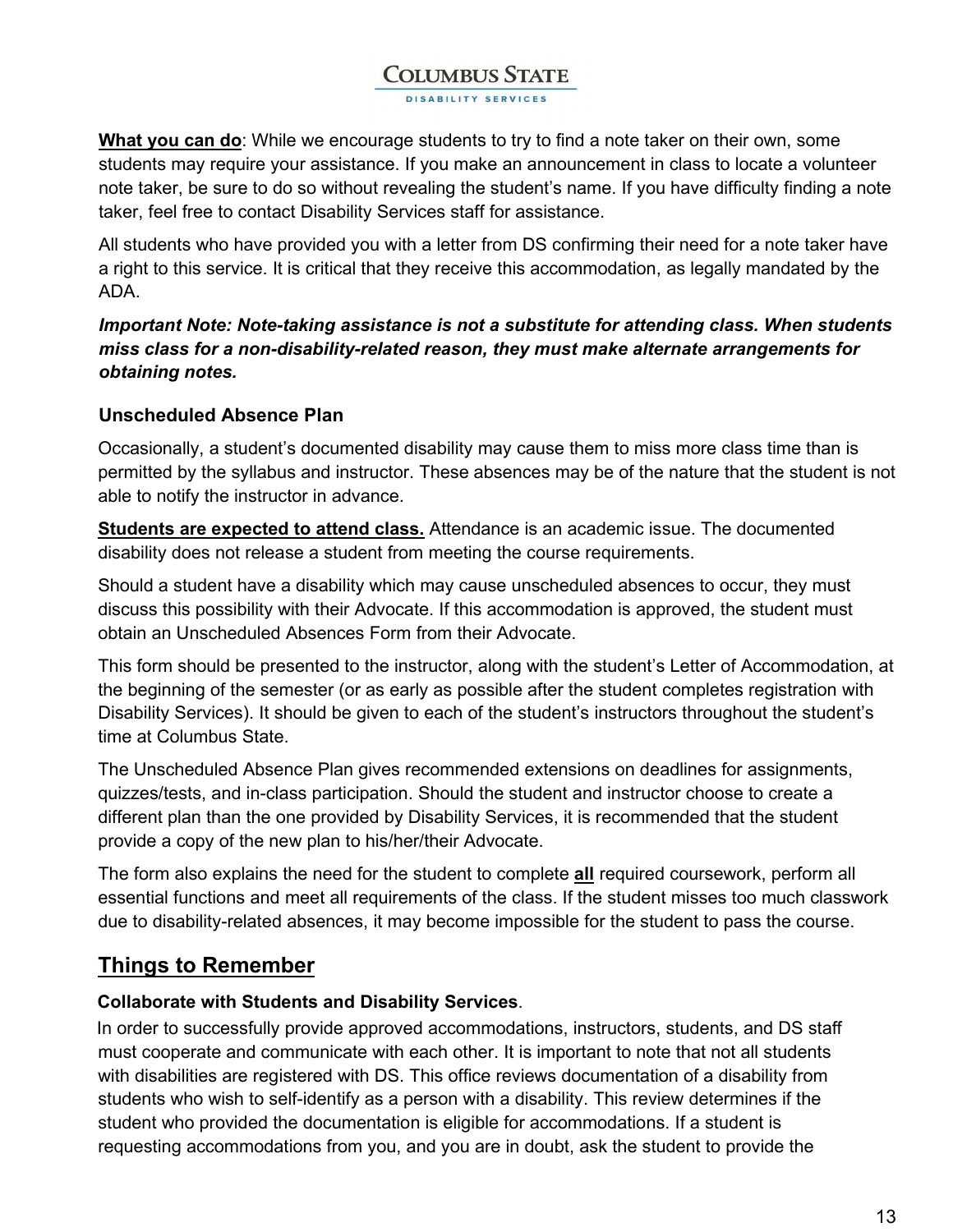**What you can do**: While we encourage students to try to find a note taker on their own, some students may require your assistance. If you make an announcement in class to locate a volunteer note taker, be sure to do so without revealing the student's name. If you have difficulty finding a note taker, feel free to contact Disability Services staff for assistance.

All students who have provided you with a letter from DS confirming their need for a note taker have a right to this service. It is critical that they receive this accommodation, as legally mandated by the ADA.

***Important Note: Note-taking assistance is not a substitute for attending class. When students miss class for a non-disability-related reason, they must make alternate arrangements for obtaining notes.***

### Unscheduled Absence Plan

Occasionally, a student's documented disability may cause them to miss more class time than is permitted by the syllabus and instructor. These absences may be of the nature that the student is not able to notify the instructor in advance.

**Students are expected to attend class.** Attendance is an academic issue. The documented disability does not release a student from meeting the course requirements.

Should a student have a disability which may cause unscheduled absences to occur, they must discuss this possibility with their Advocate. If this accommodation is approved, the student must obtain an Unscheduled Absences Form from their Advocate.

This form should be presented to the instructor, along with the student's Letter of Accommodation, at the beginning of the semester (or as early as possible after the student completes registration with Disability Services). It should be given to each of the student's instructors throughout the student's time at Columbus State.

The Unscheduled Absence Plan gives recommended extensions on deadlines for assignments, quizzes/tests, and in-class participation. Should the student and instructor choose to create a different plan than the one provided by Disability Services, it is recommended that the student provide a copy of the new plan to his/her/their Advocate.

The form also explains the need for the student to complete **all** required coursework, perform all essential functions and meet all requirements of the class. If the student misses too much classwork due to disability-related absences, it may become impossible for the student to pass the course.

## Things to Remember

**Collaborate with Students and Disability Services**.

In order to successfully provide approved accommodations, instructors, students, and DS staff must cooperate and communicate with each other. It is important to note that not all students with disabilities are registered with DS. This office reviews documentation of a disability from students who wish to self-identify as a person with a disability. This review determines if the student who provided the documentation is eligible for accommodations. If a student is requesting accommodations from you, and you are in doubt, ask the student to provide the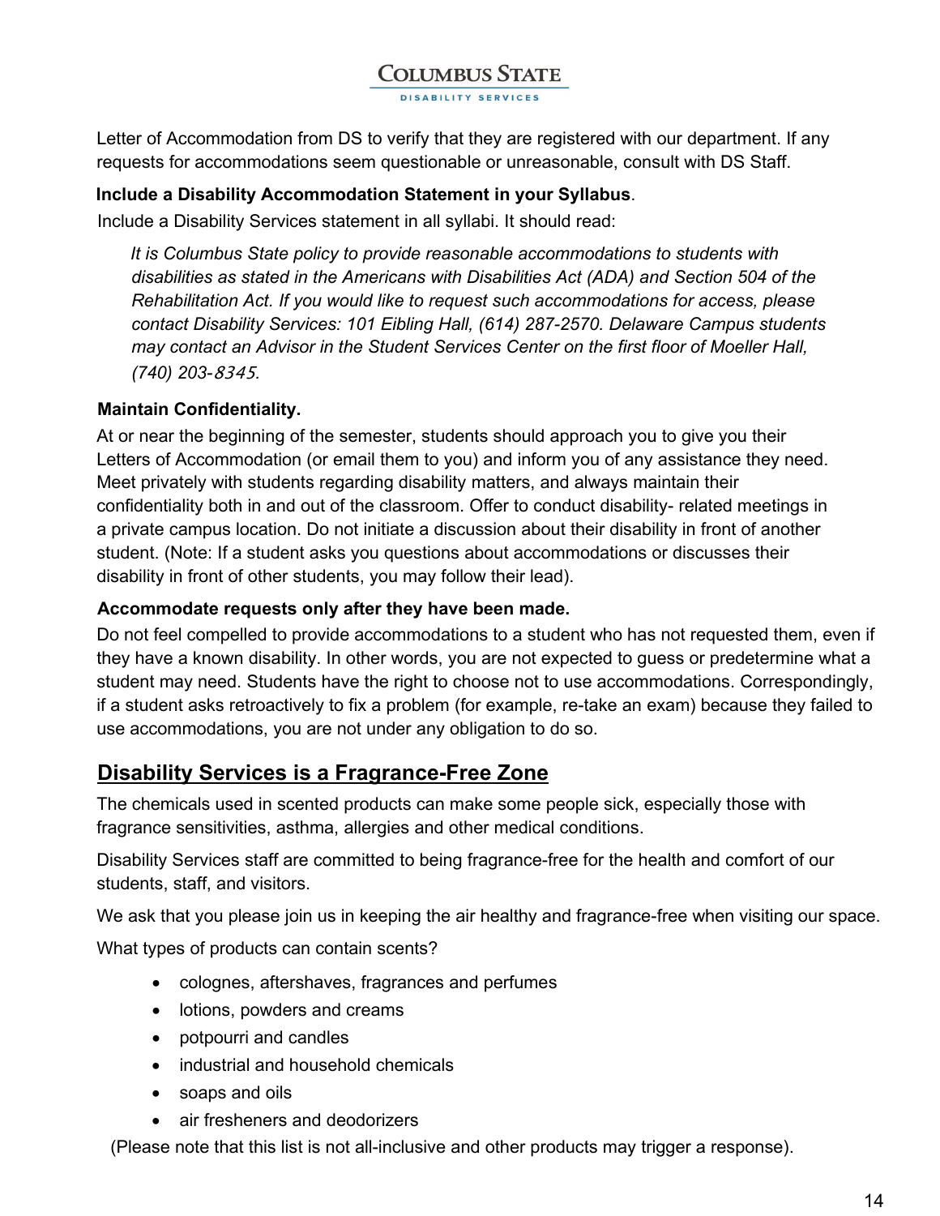Letter of Accommodation from DS to verify that they are registered with our department. If any requests for accommodations seem questionable or unreasonable, consult with DS Staff.

**Include a Disability Accommodation Statement in your Syllabus**.

Include a Disability Services statement in all syllabi. It should read:

> *It is Columbus State policy to provide reasonable accommodations to students with disabilities as stated in the Americans with Disabilities Act (ADA) and Section 504 of the Rehabilitation Act. If you would like to request such accommodations for access, please contact Disability Services: 101 Eibling Hall, (614) 287-2570. Delaware Campus students may contact an Advisor in the Student Services Center on the first floor of Moeller Hall, (740) 203-8345.*

**Maintain Confidentiality.**

At or near the beginning of the semester, students should approach you to give you their Letters of Accommodation (or email them to you) and inform you of any assistance they need. Meet privately with students regarding disability matters, and always maintain their confidentiality both in and out of the classroom. Offer to conduct disability- related meetings in a private campus location. Do not initiate a discussion about their disability in front of another student. (Note: If a student asks you questions about accommodations or discusses their disability in front of other students, you may follow their lead).

**Accommodate requests only after they have been made.**

Do not feel compelled to provide accommodations to a student who has not requested them, even if they have a known disability. In other words, you are not expected to guess or predetermine what a student may need. Students have the right to choose not to use accommodations. Correspondingly, if a student asks retroactively to fix a problem (for example, re-take an exam) because they failed to use accommodations, you are not under any obligation to do so.

## Disability Services is a Fragrance-Free Zone

The chemicals used in scented products can make some people sick, especially those with fragrance sensitivities, asthma, allergies and other medical conditions.

Disability Services staff are committed to being fragrance-free for the health and comfort of our students, staff, and visitors.

We ask that you please join us in keeping the air healthy and fragrance-free when visiting our space.

What types of products can contain scents?

- colognes, aftershaves, fragrances and perfumes
- lotions, powders and creams
- potpourri and candles
- industrial and household chemicals
- soaps and oils
- air fresheners and deodorizers

(Please note that this list is not all-inclusive and other products may trigger a response).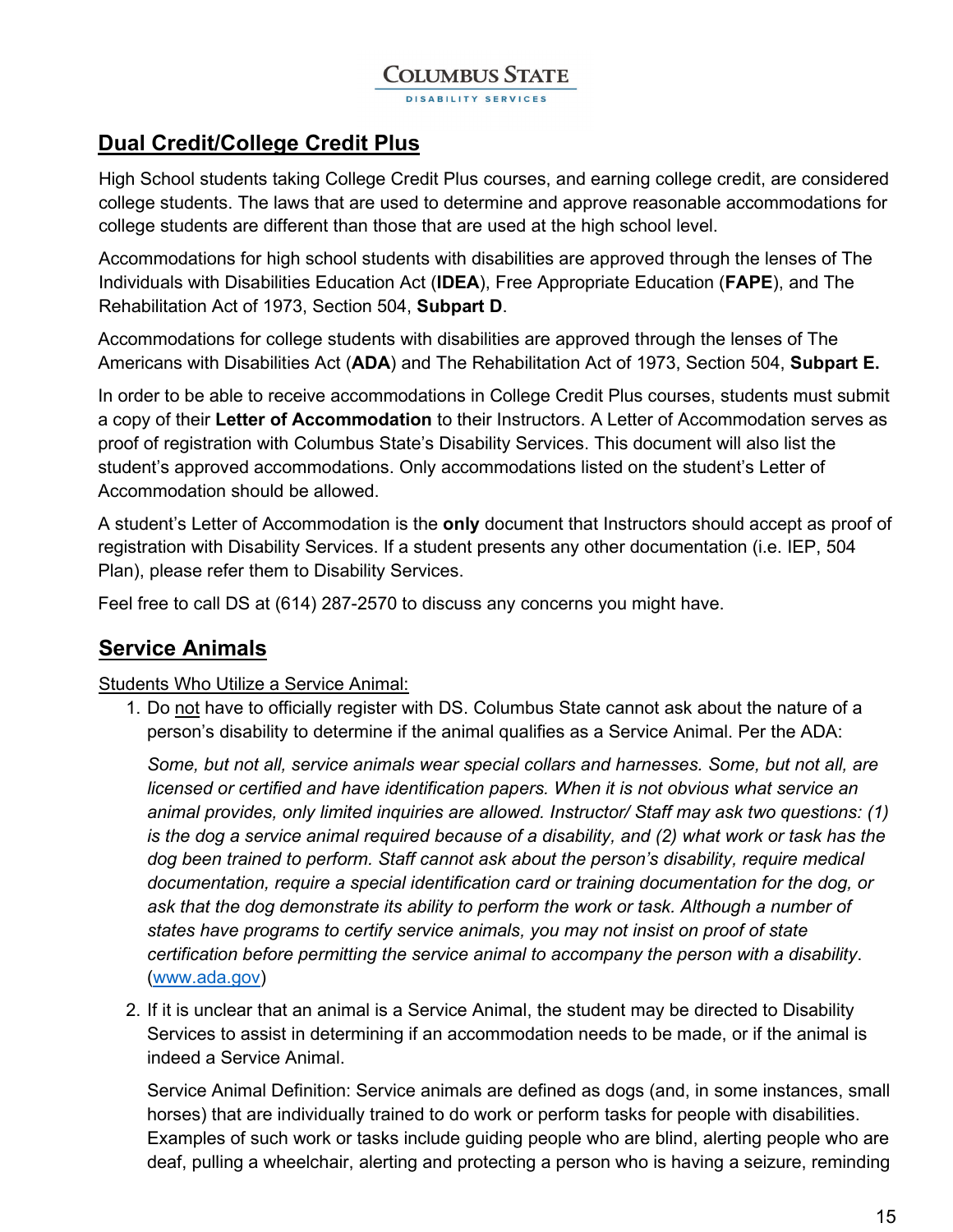## Dual Credit/College Credit Plus

High School students taking College Credit Plus courses, and earning college credit, are considered college students. The laws that are used to determine and approve reasonable accommodations for college students are different than those that are used at the high school level.

Accommodations for high school students with disabilities are approved through the lenses of The Individuals with Disabilities Education Act (**IDEA**), Free Appropriate Education (**FAPE**), and The Rehabilitation Act of 1973, Section 504, **Subpart D**.

Accommodations for college students with disabilities are approved through the lenses of The Americans with Disabilities Act (**ADA**) and The Rehabilitation Act of 1973, Section 504, **Subpart E.**

In order to be able to receive accommodations in College Credit Plus courses, students must submit a copy of their **Letter of Accommodation** to their Instructors. A Letter of Accommodation serves as proof of registration with Columbus State's Disability Services. This document will also list the student's approved accommodations. Only accommodations listed on the student's Letter of Accommodation should be allowed.

A student's Letter of Accommodation is the **only** document that Instructors should accept as proof of registration with Disability Services. If a student presents any other documentation (i.e. IEP, 504 Plan), please refer them to Disability Services.

Feel free to call DS at (614) 287-2570 to discuss any concerns you might have.

## Service Animals

Students Who Utilize a Service Animal:

1. Do not have to officially register with DS. Columbus State cannot ask about the nature of a person's disability to determine if the animal qualifies as a Service Animal. Per the ADA:

   *Some, but not all, service animals wear special collars and harnesses. Some, but not all, are licensed or certified and have identification papers. When it is not obvious what service an animal provides, only limited inquiries are allowed. Instructor/ Staff may ask two questions: (1) is the dog a service animal required because of a disability, and (2) what work or task has the dog been trained to perform. Staff cannot ask about the person's disability, require medical documentation, require a special identification card or training documentation for the dog, or ask that the dog demonstrate its ability to perform the work or task. Although a number of states have programs to certify service animals, you may not insist on proof of state certification before permitting the service animal to accompany the person with a disability*. (www.ada.gov)

2. If it is unclear that an animal is a Service Animal, the student may be directed to Disability Services to assist in determining if an accommodation needs to be made, or if the animal is indeed a Service Animal.

   Service Animal Definition: Service animals are defined as dogs (and, in some instances, small horses) that are individually trained to do work or perform tasks for people with disabilities. Examples of such work or tasks include guiding people who are blind, alerting people who are deaf, pulling a wheelchair, alerting and protecting a person who is having a seizure, reminding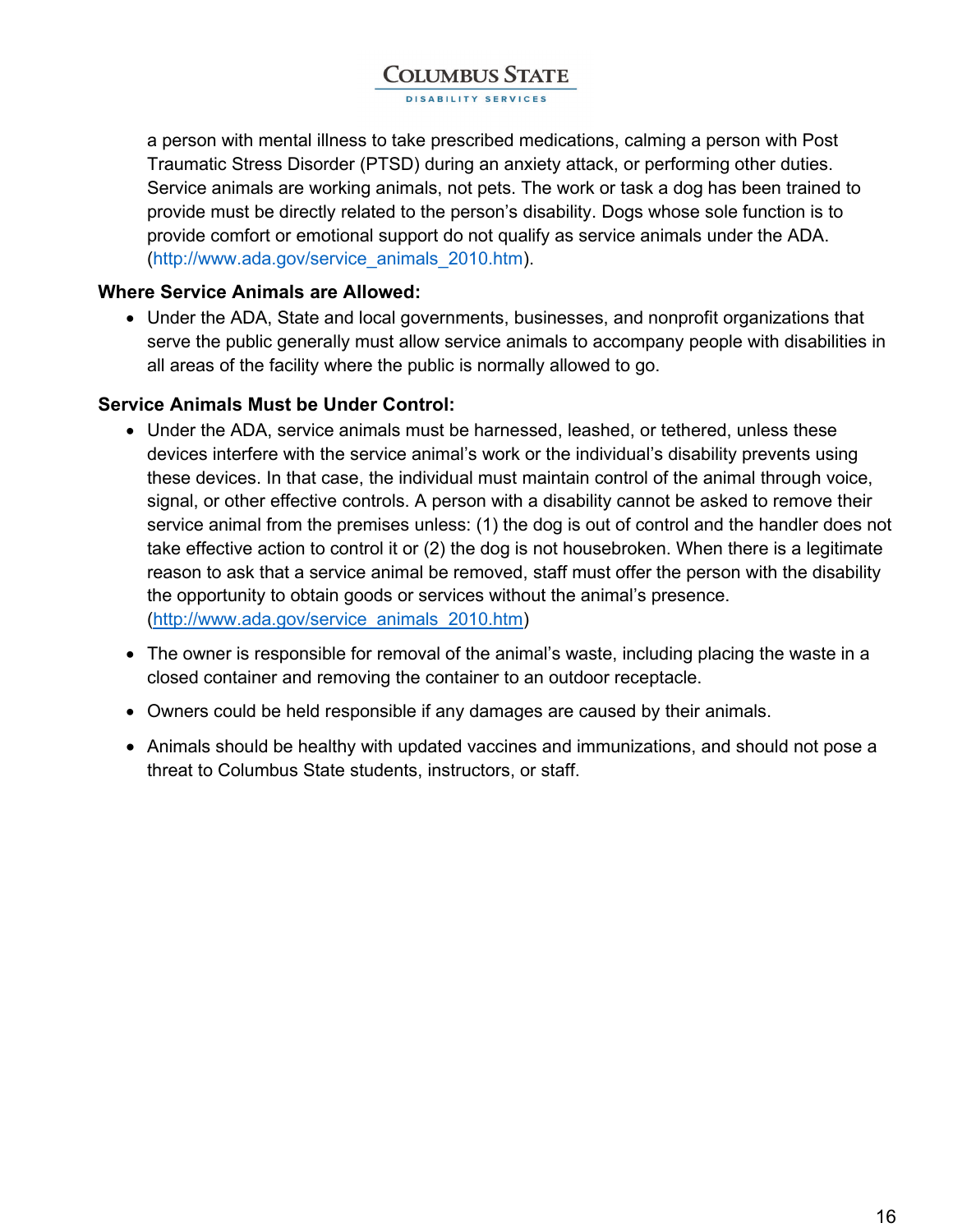a person with mental illness to take prescribed medications, calming a person with Post Traumatic Stress Disorder (PTSD) during an anxiety attack, or performing other duties. Service animals are working animals, not pets. The work or task a dog has been trained to provide must be directly related to the person's disability. Dogs whose sole function is to provide comfort or emotional support do not qualify as service animals under the ADA. (http://www.ada.gov/service_animals_2010.htm).

**Where Service Animals are Allowed:**

- Under the ADA, State and local governments, businesses, and nonprofit organizations that serve the public generally must allow service animals to accompany people with disabilities in all areas of the facility where the public is normally allowed to go.

**Service Animals Must be Under Control:**

- Under the ADA, service animals must be harnessed, leashed, or tethered, unless these devices interfere with the service animal's work or the individual's disability prevents using these devices. In that case, the individual must maintain control of the animal through voice, signal, or other effective controls. A person with a disability cannot be asked to remove their service animal from the premises unless: (1) the dog is out of control and the handler does not take effective action to control it or (2) the dog is not housebroken. When there is a legitimate reason to ask that a service animal be removed, staff must offer the person with the disability the opportunity to obtain goods or services without the animal's presence. (http://www.ada.gov/service_animals_2010.htm)
- The owner is responsible for removal of the animal's waste, including placing the waste in a closed container and removing the container to an outdoor receptacle.
- Owners could be held responsible if any damages are caused by their animals.
- Animals should be healthy with updated vaccines and immunizations, and should not pose a threat to Columbus State students, instructors, or staff.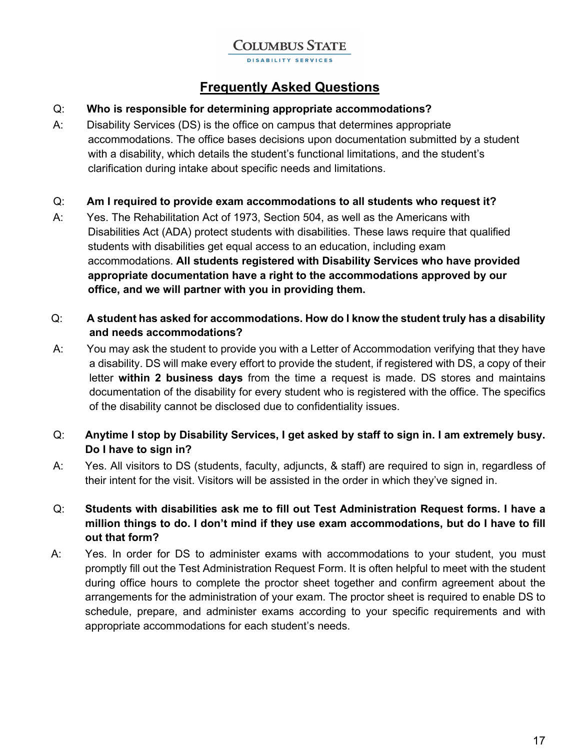COLUMBUS STATE

DISABILITY SERVICES

## Frequently Asked Questions

Q: **Who is responsible for determining appropriate accommodations?**

A: Disability Services (DS) is the office on campus that determines appropriate accommodations. The office bases decisions upon documentation submitted by a student with a disability, which details the student's functional limitations, and the student's clarification during intake about specific needs and limitations.

Q: **Am I required to provide exam accommodations to all students who request it?**

A: Yes. The Rehabilitation Act of 1973, Section 504, as well as the Americans with Disabilities Act (ADA) protect students with disabilities. These laws require that qualified students with disabilities get equal access to an education, including exam accommodations. **All students registered with Disability Services who have provided appropriate documentation have a right to the accommodations approved by our office, and we will partner with you in providing them.**

Q: **A student has asked for accommodations. How do I know the student truly has a disability and needs accommodations?**

A: You may ask the student to provide you with a Letter of Accommodation verifying that they have a disability. DS will make every effort to provide the student, if registered with DS, a copy of their letter **within 2 business days** from the time a request is made. DS stores and maintains documentation of the disability for every student who is registered with the office. The specifics of the disability cannot be disclosed due to confidentiality issues.

Q: **Anytime I stop by Disability Services, I get asked by staff to sign in. I am extremely busy. Do I have to sign in?**

A: Yes. All visitors to DS (students, faculty, adjuncts, & staff) are required to sign in, regardless of their intent for the visit. Visitors will be assisted in the order in which they've signed in.

Q: **Students with disabilities ask me to fill out Test Administration Request forms. I have a million things to do. I don't mind if they use exam accommodations, but do I have to fill out that form?**

A: Yes. In order for DS to administer exams with accommodations to your student, you must promptly fill out the Test Administration Request Form. It is often helpful to meet with the student during office hours to complete the proctor sheet together and confirm agreement about the arrangements for the administration of your exam. The proctor sheet is required to enable DS to schedule, prepare, and administer exams according to your specific requirements and with appropriate accommodations for each student's needs.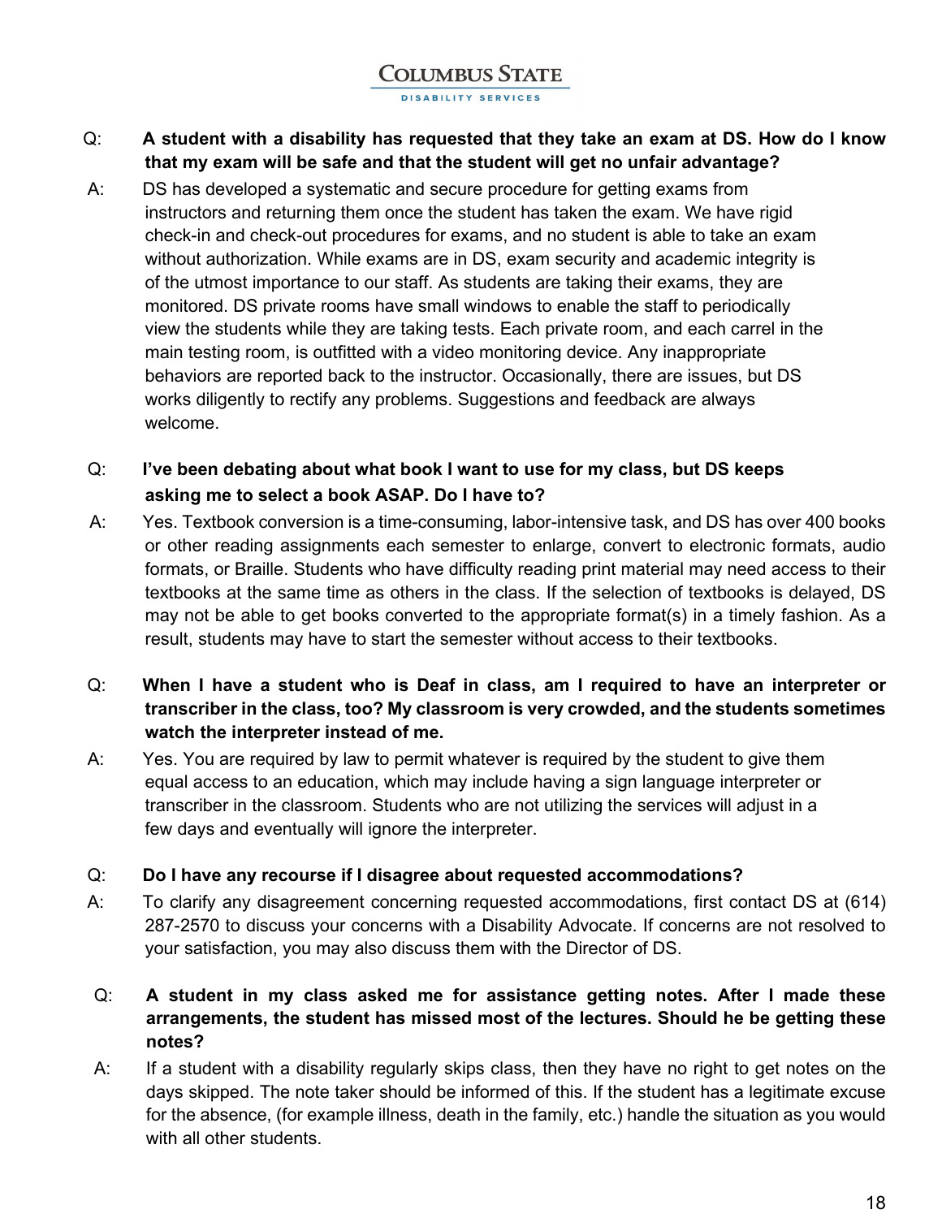Q: **A student with a disability has requested that they take an exam at DS. How do I know that my exam will be safe and that the student will get no unfair advantage?**

A: DS has developed a systematic and secure procedure for getting exams from instructors and returning them once the student has taken the exam. We have rigid check-in and check-out procedures for exams, and no student is able to take an exam without authorization. While exams are in DS, exam security and academic integrity is of the utmost importance to our staff. As students are taking their exams, they are monitored. DS private rooms have small windows to enable the staff to periodically view the students while they are taking tests. Each private room, and each carrel in the main testing room, is outfitted with a video monitoring device. Any inappropriate behaviors are reported back to the instructor. Occasionally, there are issues, but DS works diligently to rectify any problems. Suggestions and feedback are always welcome.

Q: **I've been debating about what book I want to use for my class, but DS keeps asking me to select a book ASAP. Do I have to?**

A: Yes. Textbook conversion is a time-consuming, labor-intensive task, and DS has over 400 books or other reading assignments each semester to enlarge, convert to electronic formats, audio formats, or Braille. Students who have difficulty reading print material may need access to their textbooks at the same time as others in the class. If the selection of textbooks is delayed, DS may not be able to get books converted to the appropriate format(s) in a timely fashion. As a result, students may have to start the semester without access to their textbooks.

Q: **When I have a student who is Deaf in class, am I required to have an interpreter or transcriber in the class, too? My classroom is very crowded, and the students sometimes watch the interpreter instead of me.**

A: Yes. You are required by law to permit whatever is required by the student to give them equal access to an education, which may include having a sign language interpreter or transcriber in the classroom. Students who are not utilizing the services will adjust in a few days and eventually will ignore the interpreter.

Q: **Do I have any recourse if I disagree about requested accommodations?**

A: To clarify any disagreement concerning requested accommodations, first contact DS at (614) 287-2570 to discuss your concerns with a Disability Advocate. If concerns are not resolved to your satisfaction, you may also discuss them with the Director of DS.

Q: **A student in my class asked me for assistance getting notes. After I made these arrangements, the student has missed most of the lectures. Should he be getting these notes?**

A: If a student with a disability regularly skips class, then they have no right to get notes on the days skipped. The note taker should be informed of this. If the student has a legitimate excuse for the absence, (for example illness, death in the family, etc.) handle the situation as you would with all other students.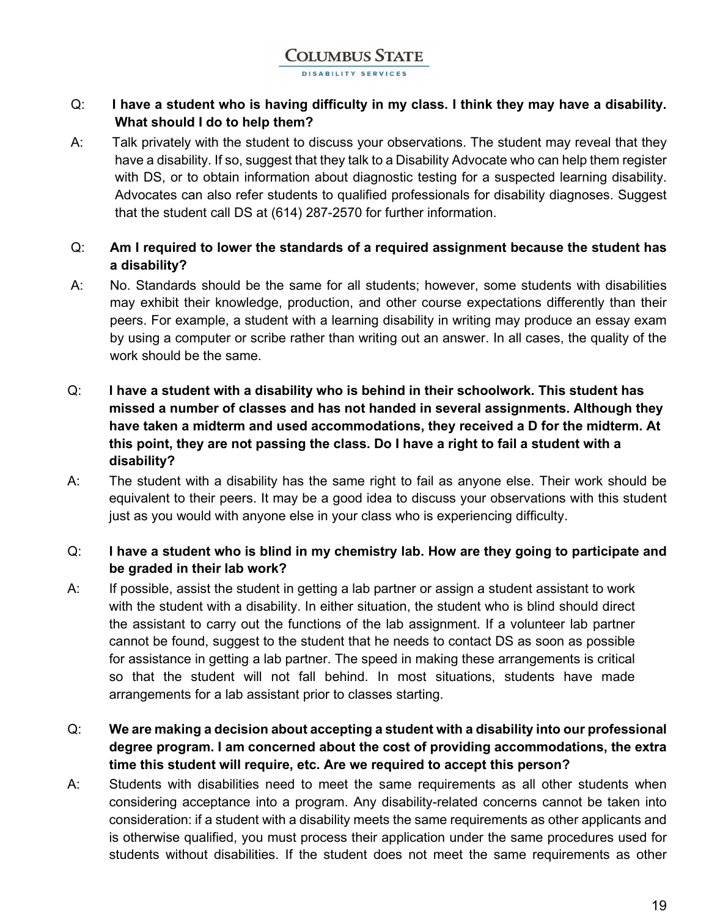**Q: I have a student who is having difficulty in my class. I think they may have a disability. What should I do to help them?**

A: Talk privately with the student to discuss your observations. The student may reveal that they have a disability. If so, suggest that they talk to a Disability Advocate who can help them register with DS, or to obtain information about diagnostic testing for a suspected learning disability. Advocates can also refer students to qualified professionals for disability diagnoses. Suggest that the student call DS at (614) 287-2570 for further information.

**Q: Am I required to lower the standards of a required assignment because the student has a disability?**

A: No. Standards should be the same for all students; however, some students with disabilities may exhibit their knowledge, production, and other course expectations differently than their peers. For example, a student with a learning disability in writing may produce an essay exam by using a computer or scribe rather than writing out an answer. In all cases, the quality of the work should be the same.

**Q: I have a student with a disability who is behind in their schoolwork. This student has missed a number of classes and has not handed in several assignments. Although they have taken a midterm and used accommodations, they received a D for the midterm. At this point, they are not passing the class. Do I have a right to fail a student with a disability?**

A: The student with a disability has the same right to fail as anyone else. Their work should be equivalent to their peers. It may be a good idea to discuss your observations with this student just as you would with anyone else in your class who is experiencing difficulty.

**Q: I have a student who is blind in my chemistry lab. How are they going to participate and be graded in their lab work?**

A: If possible, assist the student in getting a lab partner or assign a student assistant to work with the student with a disability. In either situation, the student who is blind should direct the assistant to carry out the functions of the lab assignment. If a volunteer lab partner cannot be found, suggest to the student that he needs to contact DS as soon as possible for assistance in getting a lab partner. The speed in making these arrangements is critical so that the student will not fall behind. In most situations, students have made arrangements for a lab assistant prior to classes starting.

**Q: We are making a decision about accepting a student with a disability into our professional degree program. I am concerned about the cost of providing accommodations, the extra time this student will require, etc. Are we required to accept this person?**

A: Students with disabilities need to meet the same requirements as all other students when considering acceptance into a program. Any disability-related concerns cannot be taken into consideration: if a student with a disability meets the same requirements as other applicants and is otherwise qualified, you must process their application under the same procedures used for students without disabilities. If the student does not meet the same requirements as other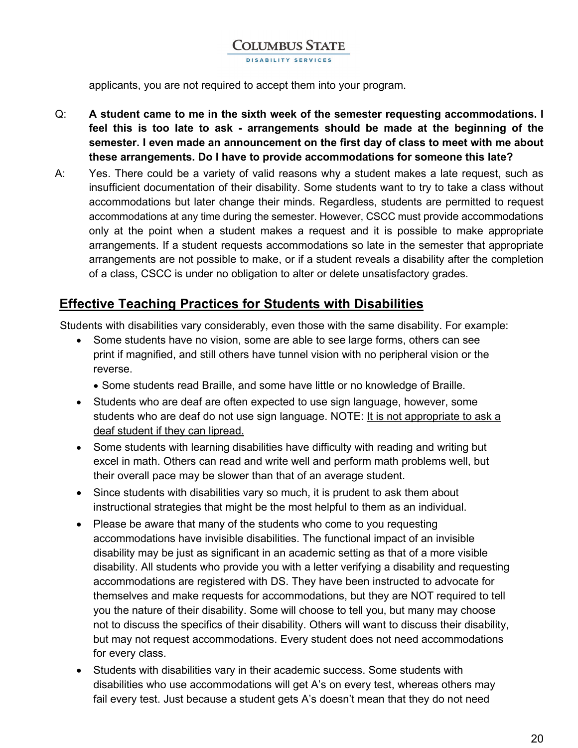applicants, you are not required to accept them into your program.

Q: **A student came to me in the sixth week of the semester requesting accommodations. I feel this is too late to ask - arrangements should be made at the beginning of the semester. I even made an announcement on the first day of class to meet with me about these arrangements. Do I have to provide accommodations for someone this late?**

A: Yes. There could be a variety of valid reasons why a student makes a late request, such as insufficient documentation of their disability. Some students want to try to take a class without accommodations but later change their minds. Regardless, students are permitted to request accommodations at any time during the semester. However, CSCC must provide accommodations only at the point when a student makes a request and it is possible to make appropriate arrangements. If a student requests accommodations so late in the semester that appropriate arrangements are not possible to make, or if a student reveals a disability after the completion of a class, CSCC is under no obligation to alter or delete unsatisfactory grades.

## Effective Teaching Practices for Students with Disabilities

Students with disabilities vary considerably, even those with the same disability. For example:

- Some students have no vision, some are able to see large forms, others can see print if magnified, and still others have tunnel vision with no peripheral vision or the reverse.
  - Some students read Braille, and some have little or no knowledge of Braille.
- Students who are deaf are often expected to use sign language, however, some students who are deaf do not use sign language. NOTE: <u>It is not appropriate to ask a deaf student if they can lipread.</u>
- Some students with learning disabilities have difficulty with reading and writing but excel in math. Others can read and write well and perform math problems well, but their overall pace may be slower than that of an average student.
- Since students with disabilities vary so much, it is prudent to ask them about instructional strategies that might be the most helpful to them as an individual.
- Please be aware that many of the students who come to you requesting accommodations have invisible disabilities. The functional impact of an invisible disability may be just as significant in an academic setting as that of a more visible disability. All students who provide you with a letter verifying a disability and requesting accommodations are registered with DS. They have been instructed to advocate for themselves and make requests for accommodations, but they are NOT required to tell you the nature of their disability. Some will choose to tell you, but many may choose not to discuss the specifics of their disability. Others will want to discuss their disability, but may not request accommodations. Every student does not need accommodations for every class.
- Students with disabilities vary in their academic success. Some students with disabilities who use accommodations will get A's on every test, whereas others may fail every test. Just because a student gets A's doesn't mean that they do not need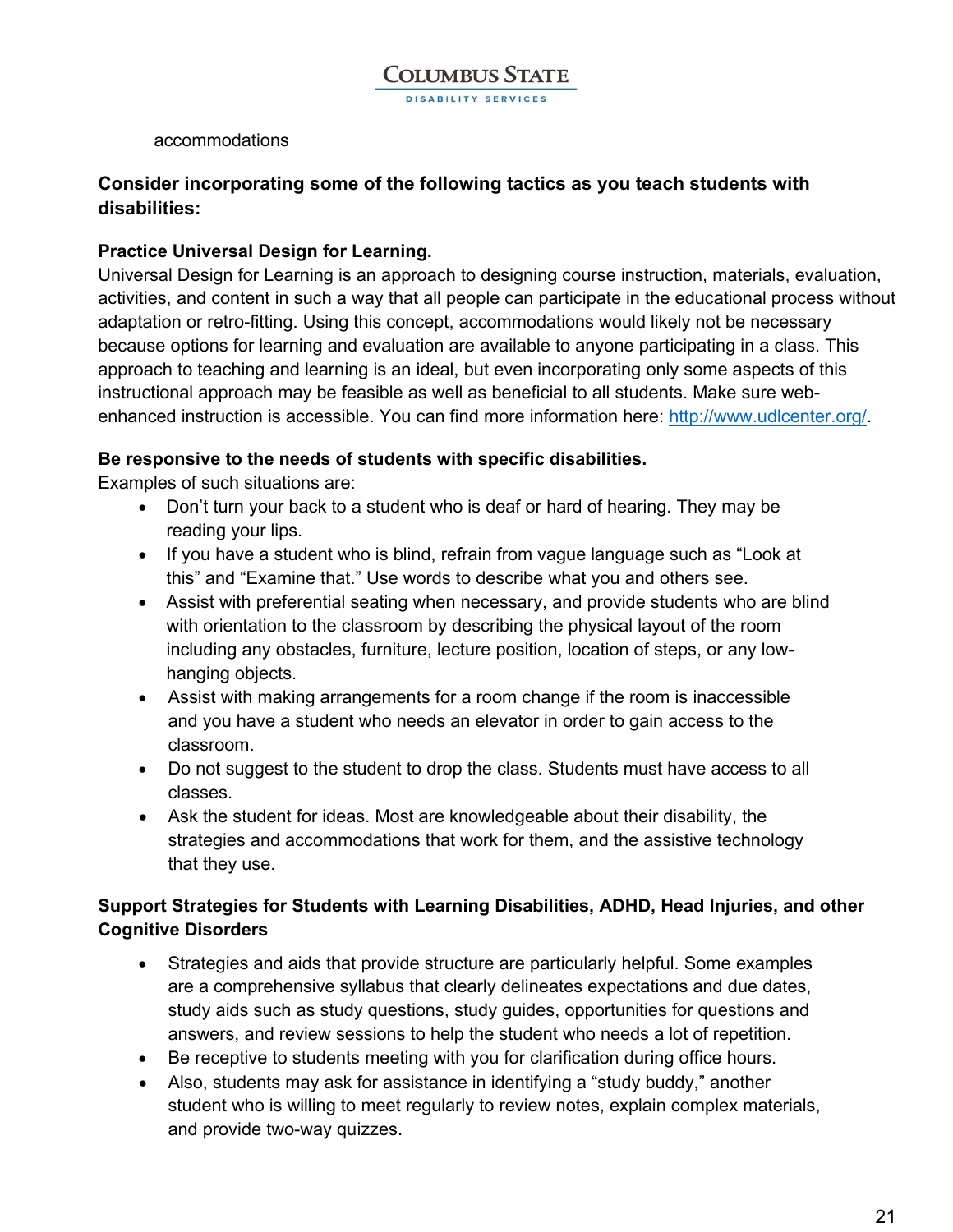accommodations

**Consider incorporating some of the following tactics as you teach students with disabilities:**

**Practice Universal Design for Learning.**

Universal Design for Learning is an approach to designing course instruction, materials, evaluation, activities, and content in such a way that all people can participate in the educational process without adaptation or retro-fitting. Using this concept, accommodations would likely not be necessary because options for learning and evaluation are available to anyone participating in a class. This approach to teaching and learning is an ideal, but even incorporating only some aspects of this instructional approach may be feasible as well as beneficial to all students. Make sure web-enhanced instruction is accessible. You can find more information here: http://www.udlcenter.org/.

**Be responsive to the needs of students with specific disabilities.**

Examples of such situations are:

- Don't turn your back to a student who is deaf or hard of hearing. They may be reading your lips.
- If you have a student who is blind, refrain from vague language such as "Look at this" and "Examine that." Use words to describe what you and others see.
- Assist with preferential seating when necessary, and provide students who are blind with orientation to the classroom by describing the physical layout of the room including any obstacles, furniture, lecture position, location of steps, or any low-hanging objects.
- Assist with making arrangements for a room change if the room is inaccessible and you have a student who needs an elevator in order to gain access to the classroom.
- Do not suggest to the student to drop the class. Students must have access to all classes.
- Ask the student for ideas. Most are knowledgeable about their disability, the strategies and accommodations that work for them, and the assistive technology that they use.

**Support Strategies for Students with Learning Disabilities, ADHD, Head Injuries, and other Cognitive Disorders**

- Strategies and aids that provide structure are particularly helpful. Some examples are a comprehensive syllabus that clearly delineates expectations and due dates, study aids such as study questions, study guides, opportunities for questions and answers, and review sessions to help the student who needs a lot of repetition.
- Be receptive to students meeting with you for clarification during office hours.
- Also, students may ask for assistance in identifying a "study buddy," another student who is willing to meet regularly to review notes, explain complex materials, and provide two-way quizzes.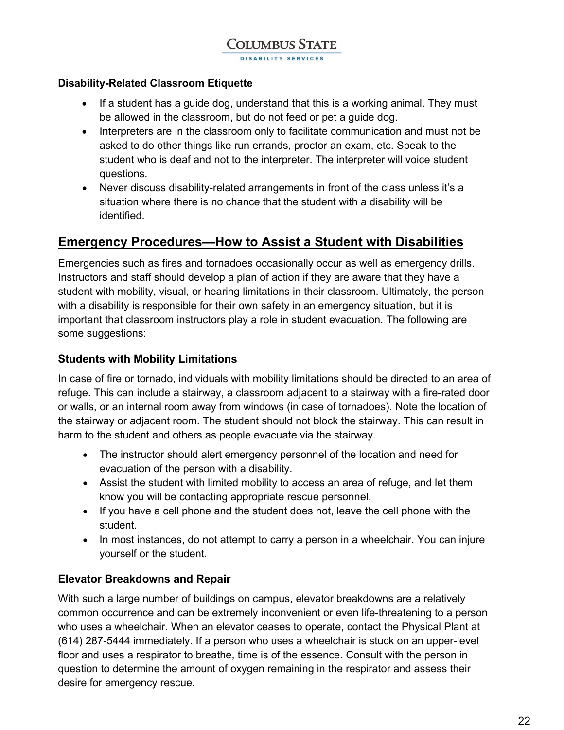### Disability-Related Classroom Etiquette

- If a student has a guide dog, understand that this is a working animal. They must be allowed in the classroom, but do not feed or pet a guide dog.
- Interpreters are in the classroom only to facilitate communication and must not be asked to do other things like run errands, proctor an exam, etc. Speak to the student who is deaf and not to the interpreter. The interpreter will voice student questions.
- Never discuss disability-related arrangements in front of the class unless it's a situation where there is no chance that the student with a disability will be identified.

## Emergency Procedures—How to Assist a Student with Disabilities

Emergencies such as fires and tornadoes occasionally occur as well as emergency drills. Instructors and staff should develop a plan of action if they are aware that they have a student with mobility, visual, or hearing limitations in their classroom. Ultimately, the person with a disability is responsible for their own safety in an emergency situation, but it is important that classroom instructors play a role in student evacuation. The following are some suggestions:

### Students with Mobility Limitations

In case of fire or tornado, individuals with mobility limitations should be directed to an area of refuge. This can include a stairway, a classroom adjacent to a stairway with a fire-rated door or walls, or an internal room away from windows (in case of tornadoes). Note the location of the stairway or adjacent room. The student should not block the stairway. This can result in harm to the student and others as people evacuate via the stairway.

- The instructor should alert emergency personnel of the location and need for evacuation of the person with a disability.
- Assist the student with limited mobility to access an area of refuge, and let them know you will be contacting appropriate rescue personnel.
- If you have a cell phone and the student does not, leave the cell phone with the student.
- In most instances, do not attempt to carry a person in a wheelchair. You can injure yourself or the student.

### Elevator Breakdowns and Repair

With such a large number of buildings on campus, elevator breakdowns are a relatively common occurrence and can be extremely inconvenient or even life-threatening to a person who uses a wheelchair. When an elevator ceases to operate, contact the Physical Plant at (614) 287-5444 immediately. If a person who uses a wheelchair is stuck on an upper-level floor and uses a respirator to breathe, time is of the essence. Consult with the person in question to determine the amount of oxygen remaining in the respirator and assess their desire for emergency rescue.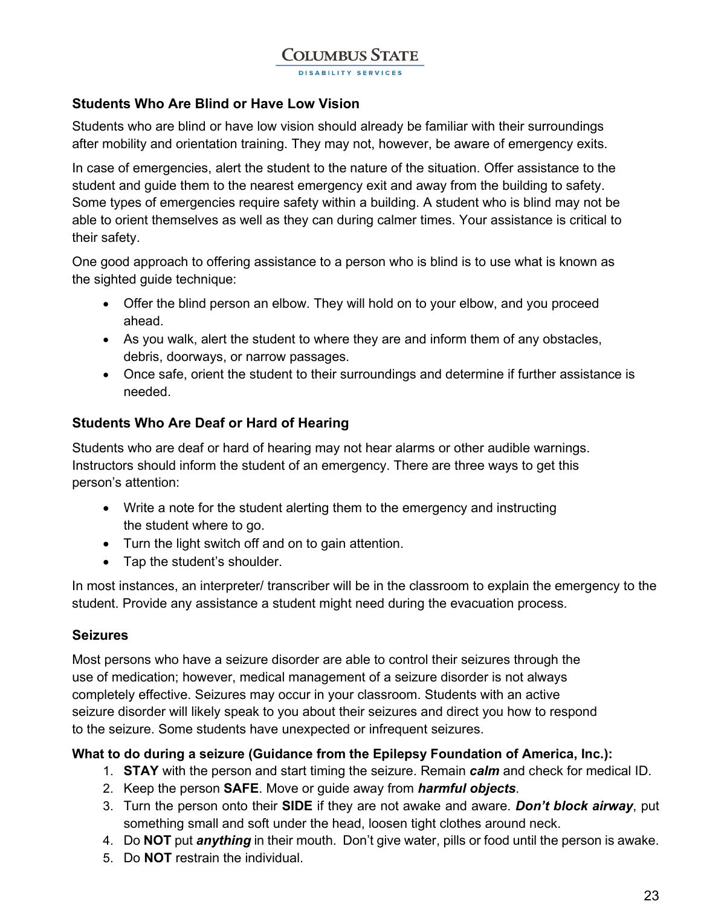### Students Who Are Blind or Have Low Vision

Students who are blind or have low vision should already be familiar with their surroundings after mobility and orientation training. They may not, however, be aware of emergency exits.

In case of emergencies, alert the student to the nature of the situation. Offer assistance to the student and guide them to the nearest emergency exit and away from the building to safety. Some types of emergencies require safety within a building. A student who is blind may not be able to orient themselves as well as they can during calmer times. Your assistance is critical to their safety.

One good approach to offering assistance to a person who is blind is to use what is known as the sighted guide technique:

- Offer the blind person an elbow. They will hold on to your elbow, and you proceed ahead.
- As you walk, alert the student to where they are and inform them of any obstacles, debris, doorways, or narrow passages.
- Once safe, orient the student to their surroundings and determine if further assistance is needed.

### Students Who Are Deaf or Hard of Hearing

Students who are deaf or hard of hearing may not hear alarms or other audible warnings. Instructors should inform the student of an emergency. There are three ways to get this person's attention:

- Write a note for the student alerting them to the emergency and instructing the student where to go.
- Turn the light switch off and on to gain attention.
- Tap the student's shoulder.

In most instances, an interpreter/ transcriber will be in the classroom to explain the emergency to the student. Provide any assistance a student might need during the evacuation process.

### Seizures

Most persons who have a seizure disorder are able to control their seizures through the use of medication; however, medical management of a seizure disorder is not always completely effective. Seizures may occur in your classroom. Students with an active seizure disorder will likely speak to you about their seizures and direct you how to respond to the seizure. Some students have unexpected or infrequent seizures.

**What to do during a seizure (Guidance from the Epilepsy Foundation of America, Inc.):**

1. **STAY** with the person and start timing the seizure. Remain ***calm*** and check for medical ID.
2. Keep the person **SAFE**. Move or guide away from ***harmful objects***.
3. Turn the person onto their **SIDE** if they are not awake and aware. ***Don't block airway***, put something small and soft under the head, loosen tight clothes around neck.
4. Do **NOT** put ***anything*** in their mouth. Don't give water, pills or food until the person is awake.
5. Do **NOT** restrain the individual.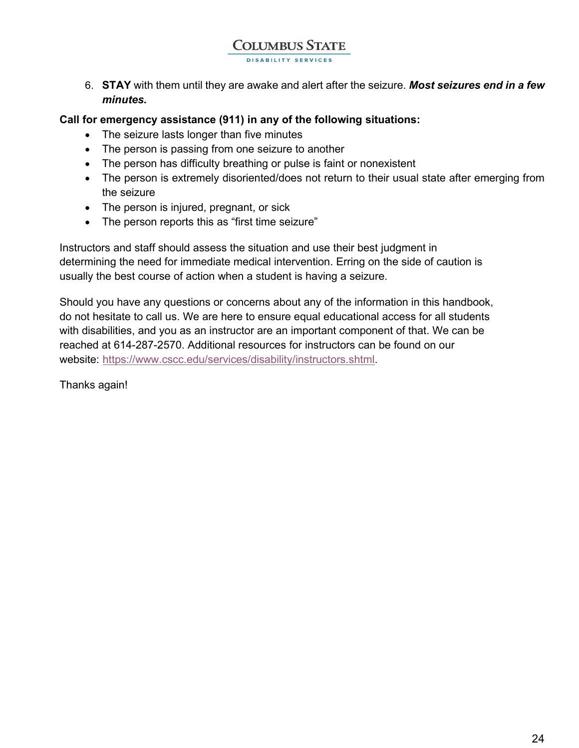6. **STAY** with them until they are awake and alert after the seizure. ***Most seizures end in a few minutes.***

**Call for emergency assistance (911) in any of the following situations:**

- The seizure lasts longer than five minutes
- The person is passing from one seizure to another
- The person has difficulty breathing or pulse is faint or nonexistent
- The person is extremely disoriented/does not return to their usual state after emerging from the seizure
- The person is injured, pregnant, or sick
- The person reports this as "first time seizure"

Instructors and staff should assess the situation and use their best judgment in determining the need for immediate medical intervention. Erring on the side of caution is usually the best course of action when a student is having a seizure.

Should you have any questions or concerns about any of the information in this handbook, do not hesitate to call us. We are here to ensure equal educational access for all students with disabilities, and you as an instructor are an important component of that. We can be reached at 614-287-2570. Additional resources for instructors can be found on our website: [https://www.cscc.edu/services/disability/instructors.shtml](https://www.cscc.edu/services/disability/instructors.shtml).

Thanks again!